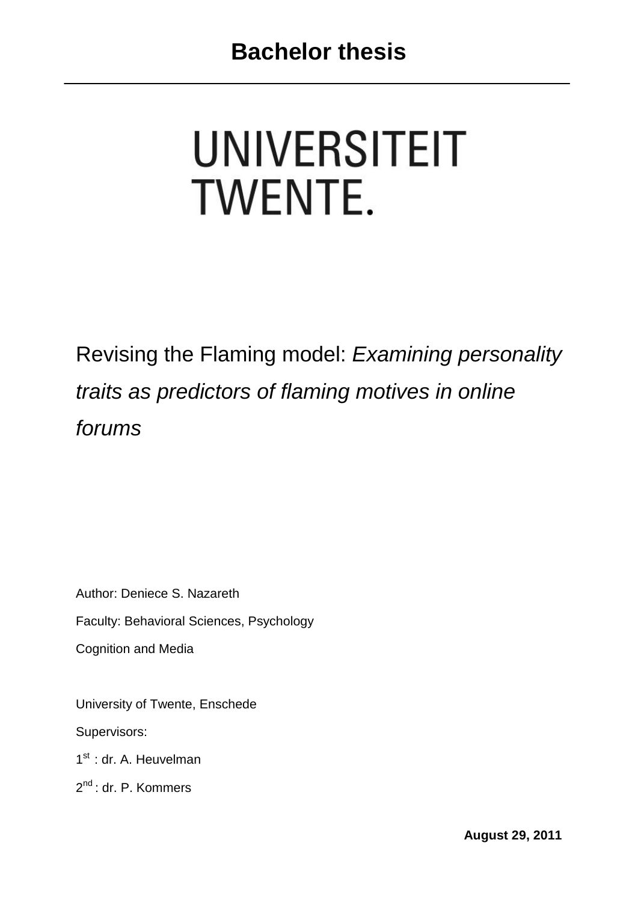# Bachelor thesis

UNIVERSITEIT
TWENTE.

Revising the Flaming model: *Examining personality traits as predictors of flaming motives in online forums*

Author: Deniece S. Nazareth

Faculty: Behavioral Sciences, Psychology

Cognition and Media

University of Twente, Enschede

Supervisors:

1st : dr. A. Heuvelman

2nd : dr. P. Kommers

**August 29, 2011**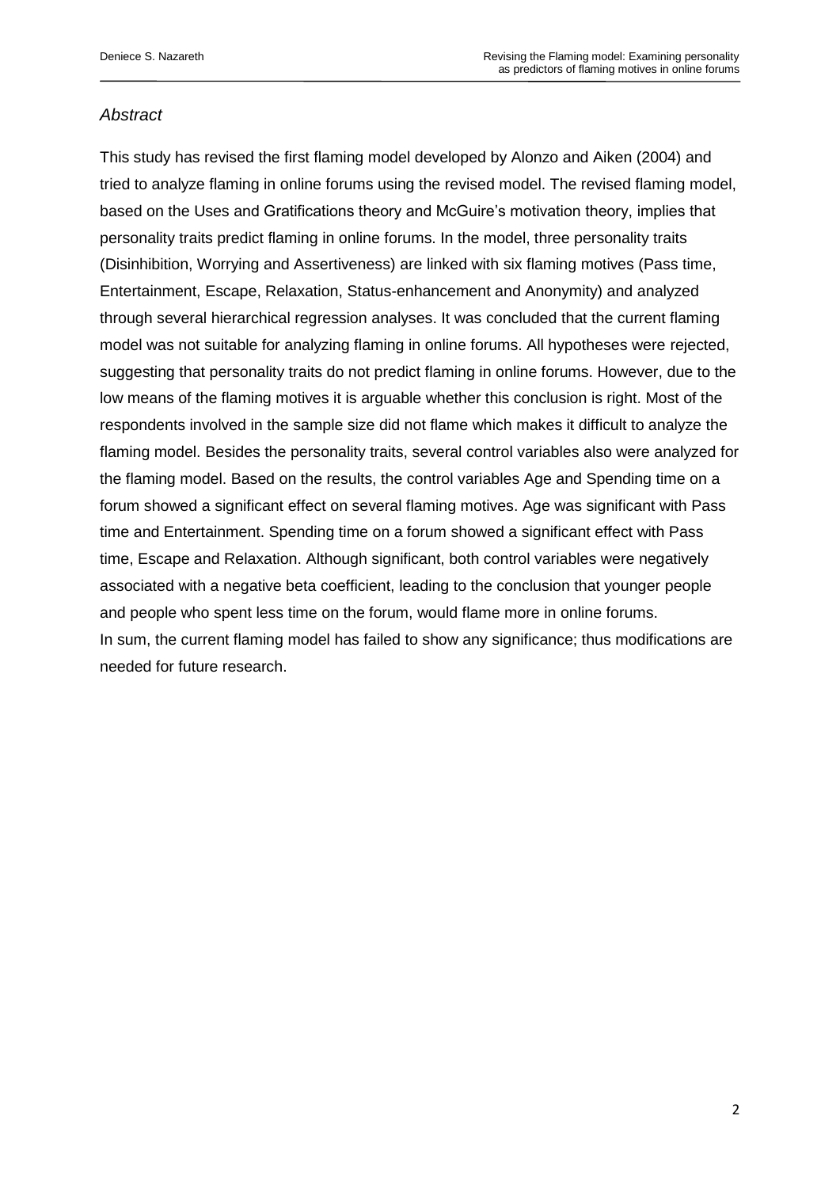## *Abstract*

This study has revised the first flaming model developed by Alonzo and Aiken (2004) and tried to analyze flaming in online forums using the revised model. The revised flaming model, based on the Uses and Gratifications theory and McGuire's motivation theory, implies that personality traits predict flaming in online forums. In the model, three personality traits (Disinhibition, Worrying and Assertiveness) are linked with six flaming motives (Pass time, Entertainment, Escape, Relaxation, Status-enhancement and Anonymity) and analyzed through several hierarchical regression analyses. It was concluded that the current flaming model was not suitable for analyzing flaming in online forums. All hypotheses were rejected, suggesting that personality traits do not predict flaming in online forums. However, due to the low means of the flaming motives it is arguable whether this conclusion is right. Most of the respondents involved in the sample size did not flame which makes it difficult to analyze the flaming model. Besides the personality traits, several control variables also were analyzed for the flaming model. Based on the results, the control variables Age and Spending time on a forum showed a significant effect on several flaming motives. Age was significant with Pass time and Entertainment. Spending time on a forum showed a significant effect with Pass time, Escape and Relaxation. Although significant, both control variables were negatively associated with a negative beta coefficient, leading to the conclusion that younger people and people who spent less time on the forum, would flame more in online forums.
In sum, the current flaming model has failed to show any significance; thus modifications are needed for future research.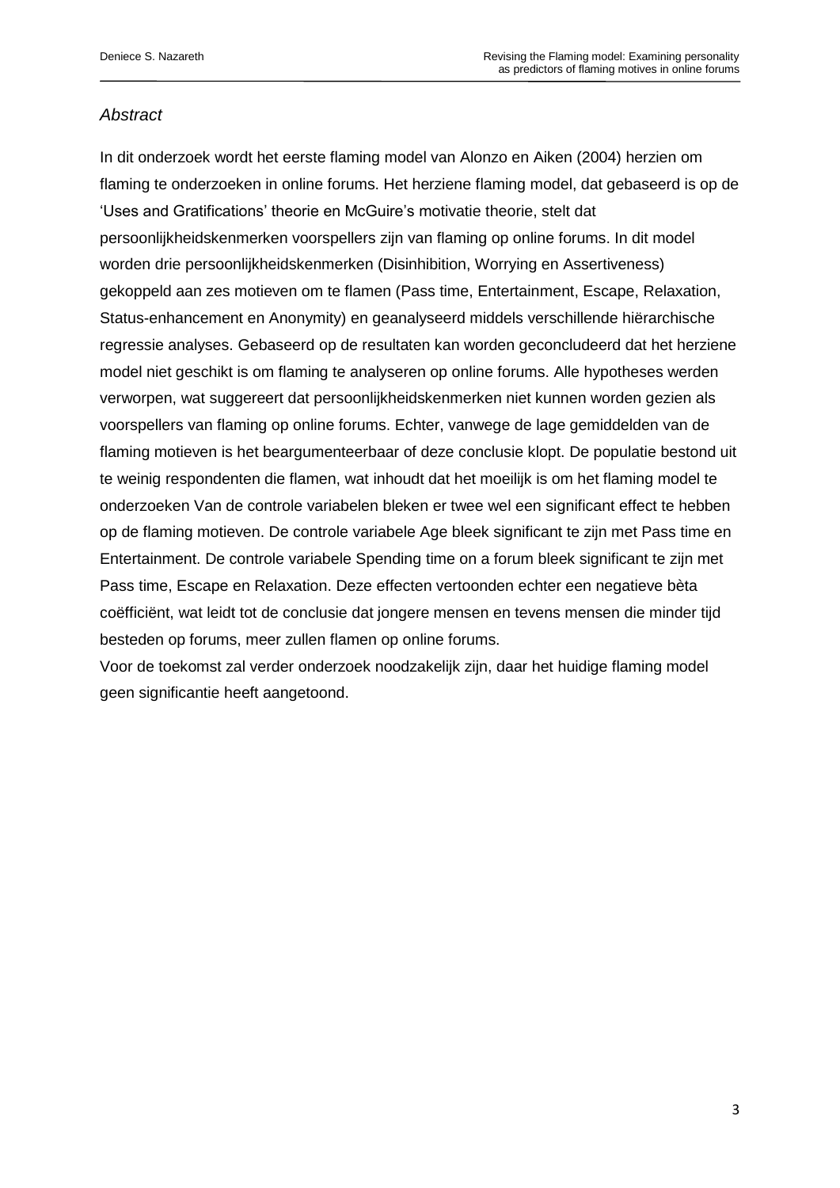*Abstract*

In dit onderzoek wordt het eerste flaming model van Alonzo en Aiken (2004) herzien om flaming te onderzoeken in online forums. Het herziene flaming model, dat gebaseerd is op de 'Uses and Gratifications' theorie en McGuire's motivatie theorie, stelt dat persoonlijkheidskenmerken voorspellers zijn van flaming op online forums. In dit model worden drie persoonlijkheidskenmerken (Disinhibition, Worrying en Assertiveness) gekoppeld aan zes motieven om te flamen (Pass time, Entertainment, Escape, Relaxation, Status-enhancement en Anonymity) en geanalyseerd middels verschillende hiërarchische regressie analyses. Gebaseerd op de resultaten kan worden geconcludeerd dat het herziene model niet geschikt is om flaming te analyseren op online forums. Alle hypotheses werden verworpen, wat suggereert dat persoonlijkheidskenmerken niet kunnen worden gezien als voorspellers van flaming op online forums. Echter, vanwege de lage gemiddelden van de flaming motieven is het beargumenteerbaar of deze conclusie klopt. De populatie bestond uit te weinig respondenten die flamen, wat inhoudt dat het moeilijk is om het flaming model te onderzoeken Van de controle variabelen bleken er twee wel een significant effect te hebben op de flaming motieven. De controle variabele Age bleek significant te zijn met Pass time en Entertainment. De controle variabele Spending time on a forum bleek significant te zijn met Pass time, Escape en Relaxation. Deze effecten vertoonden echter een negatieve bèta coëfficiënt, wat leidt tot de conclusie dat jongere mensen en tevens mensen die minder tijd besteden op forums, meer zullen flamen op online forums.
Voor de toekomst zal verder onderzoek noodzakelijk zijn, daar het huidige flaming model geen significantie heeft aangetoond.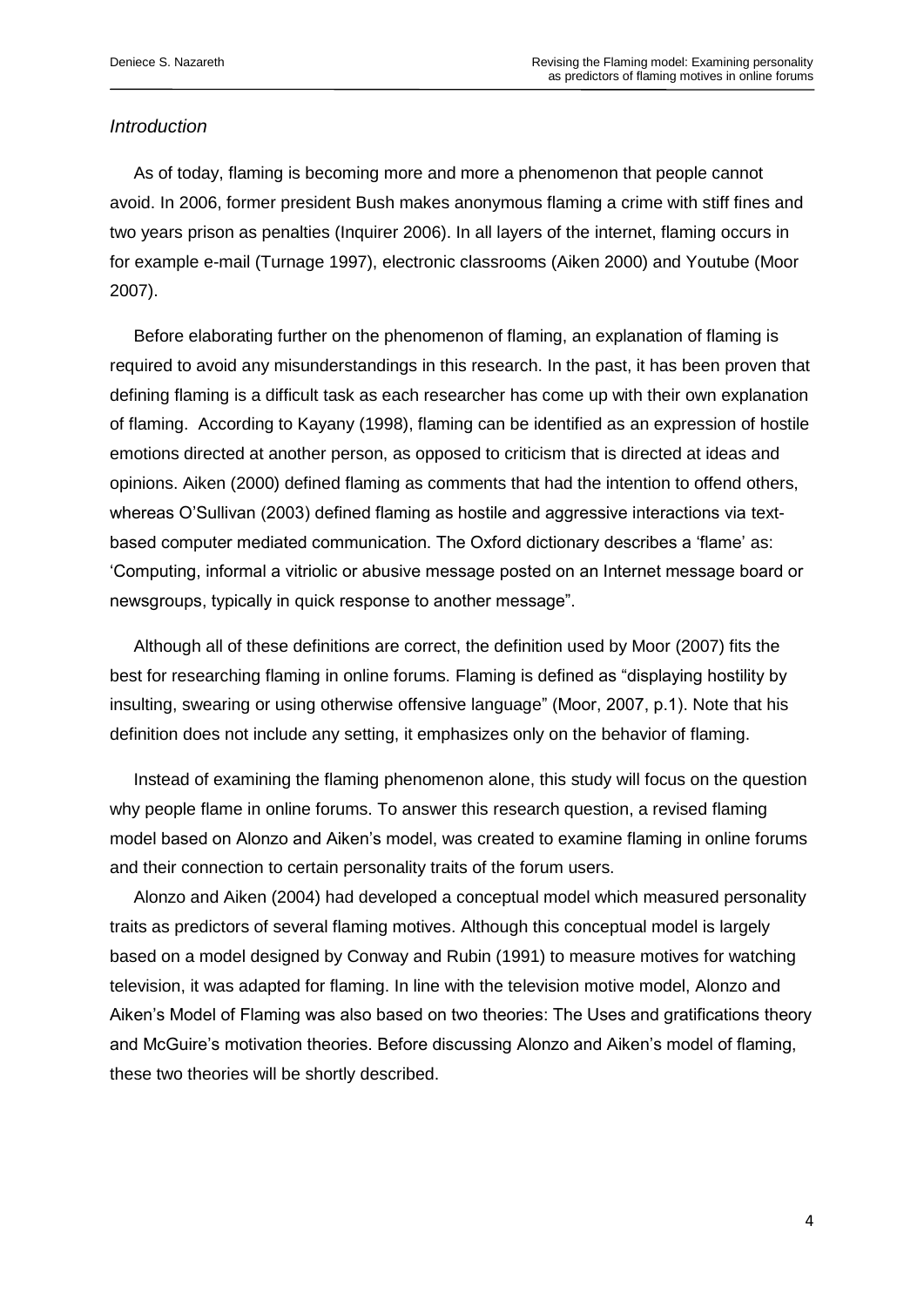*Introduction*

As of today, flaming is becoming more and more a phenomenon that people cannot avoid. In 2006, former president Bush makes anonymous flaming a crime with stiff fines and two years prison as penalties (Inquirer 2006). In all layers of the internet, flaming occurs in for example e-mail (Turnage 1997), electronic classrooms (Aiken 2000) and Youtube (Moor 2007).

Before elaborating further on the phenomenon of flaming, an explanation of flaming is required to avoid any misunderstandings in this research. In the past, it has been proven that defining flaming is a difficult task as each researcher has come up with their own explanation of flaming. According to Kayany (1998), flaming can be identified as an expression of hostile emotions directed at another person, as opposed to criticism that is directed at ideas and opinions. Aiken (2000) defined flaming as comments that had the intention to offend others, whereas O'Sullivan (2003) defined flaming as hostile and aggressive interactions via text-based computer mediated communication. The Oxford dictionary describes a 'flame' as: 'Computing, informal a vitriolic or abusive message posted on an Internet message board or newsgroups, typically in quick response to another message".

Although all of these definitions are correct, the definition used by Moor (2007) fits the best for researching flaming in online forums. Flaming is defined as "displaying hostility by insulting, swearing or using otherwise offensive language" (Moor, 2007, p.1). Note that his definition does not include any setting, it emphasizes only on the behavior of flaming.

Instead of examining the flaming phenomenon alone, this study will focus on the question why people flame in online forums. To answer this research question, a revised flaming model based on Alonzo and Aiken's model, was created to examine flaming in online forums and their connection to certain personality traits of the forum users.

Alonzo and Aiken (2004) had developed a conceptual model which measured personality traits as predictors of several flaming motives. Although this conceptual model is largely based on a model designed by Conway and Rubin (1991) to measure motives for watching television, it was adapted for flaming. In line with the television motive model, Alonzo and Aiken's Model of Flaming was also based on two theories: The Uses and gratifications theory and McGuire's motivation theories. Before discussing Alonzo and Aiken's model of flaming, these two theories will be shortly described.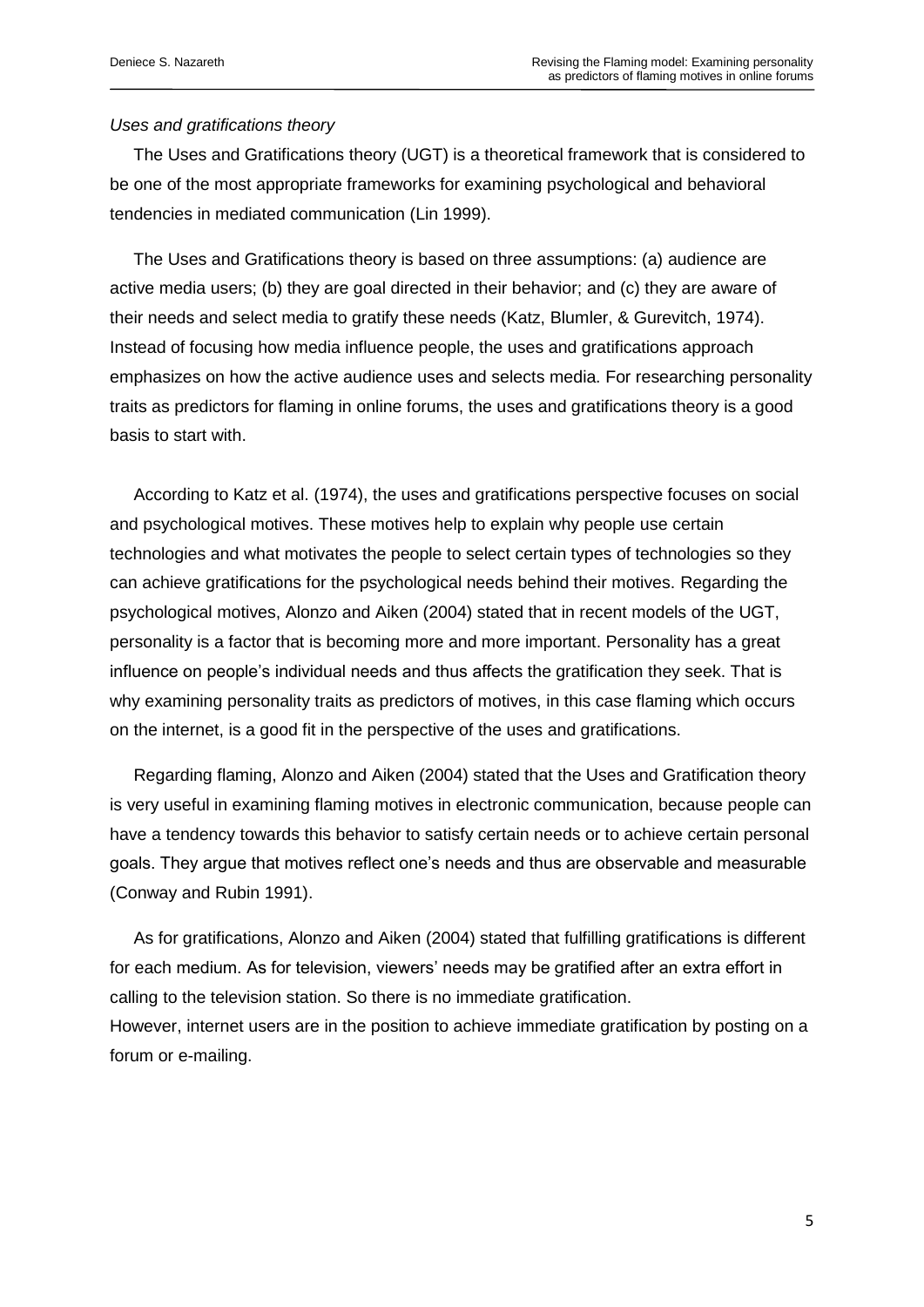*Uses and gratifications theory*

The Uses and Gratifications theory (UGT) is a theoretical framework that is considered to be one of the most appropriate frameworks for examining psychological and behavioral tendencies in mediated communication (Lin 1999).

The Uses and Gratifications theory is based on three assumptions: (a) audience are active media users; (b) they are goal directed in their behavior; and (c) they are aware of their needs and select media to gratify these needs (Katz, Blumler, & Gurevitch, 1974). Instead of focusing how media influence people, the uses and gratifications approach emphasizes on how the active audience uses and selects media. For researching personality traits as predictors for flaming in online forums, the uses and gratifications theory is a good basis to start with.

According to Katz et al. (1974), the uses and gratifications perspective focuses on social and psychological motives. These motives help to explain why people use certain technologies and what motivates the people to select certain types of technologies so they can achieve gratifications for the psychological needs behind their motives. Regarding the psychological motives, Alonzo and Aiken (2004) stated that in recent models of the UGT, personality is a factor that is becoming more and more important. Personality has a great influence on people's individual needs and thus affects the gratification they seek. That is why examining personality traits as predictors of motives, in this case flaming which occurs on the internet, is a good fit in the perspective of the uses and gratifications.

Regarding flaming, Alonzo and Aiken (2004) stated that the Uses and Gratification theory is very useful in examining flaming motives in electronic communication, because people can have a tendency towards this behavior to satisfy certain needs or to achieve certain personal goals. They argue that motives reflect one's needs and thus are observable and measurable (Conway and Rubin 1991).

As for gratifications, Alonzo and Aiken (2004) stated that fulfilling gratifications is different for each medium. As for television, viewers' needs may be gratified after an extra effort in calling to the television station. So there is no immediate gratification.
However, internet users are in the position to achieve immediate gratification by posting on a forum or e-mailing.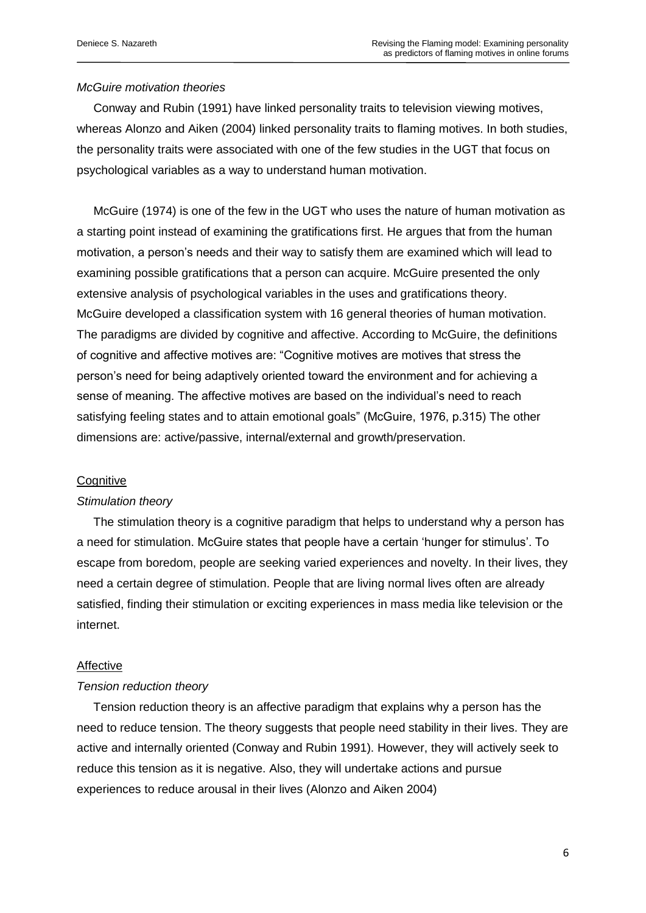*McGuire motivation theories*

Conway and Rubin (1991) have linked personality traits to television viewing motives, whereas Alonzo and Aiken (2004) linked personality traits to flaming motives. In both studies, the personality traits were associated with one of the few studies in the UGT that focus on psychological variables as a way to understand human motivation.

McGuire (1974) is one of the few in the UGT who uses the nature of human motivation as a starting point instead of examining the gratifications first. He argues that from the human motivation, a person's needs and their way to satisfy them are examined which will lead to examining possible gratifications that a person can acquire. McGuire presented the only extensive analysis of psychological variables in the uses and gratifications theory. McGuire developed a classification system with 16 general theories of human motivation. The paradigms are divided by cognitive and affective. According to McGuire, the definitions of cognitive and affective motives are: "Cognitive motives are motives that stress the person's need for being adaptively oriented toward the environment and for achieving a sense of meaning. The affective motives are based on the individual's need to reach satisfying feeling states and to attain emotional goals" (McGuire, 1976, p.315) The other dimensions are: active/passive, internal/external and growth/preservation.

<u>Cognitive</u>

*Stimulation theory*

The stimulation theory is a cognitive paradigm that helps to understand why a person has a need for stimulation. McGuire states that people have a certain 'hunger for stimulus'. To escape from boredom, people are seeking varied experiences and novelty. In their lives, they need a certain degree of stimulation. People that are living normal lives often are already satisfied, finding their stimulation or exciting experiences in mass media like television or the internet.

<u>Affective</u>

*Tension reduction theory*

Tension reduction theory is an affective paradigm that explains why a person has the need to reduce tension. The theory suggests that people need stability in their lives. They are active and internally oriented (Conway and Rubin 1991). However, they will actively seek to reduce this tension as it is negative. Also, they will undertake actions and pursue experiences to reduce arousal in their lives (Alonzo and Aiken 2004)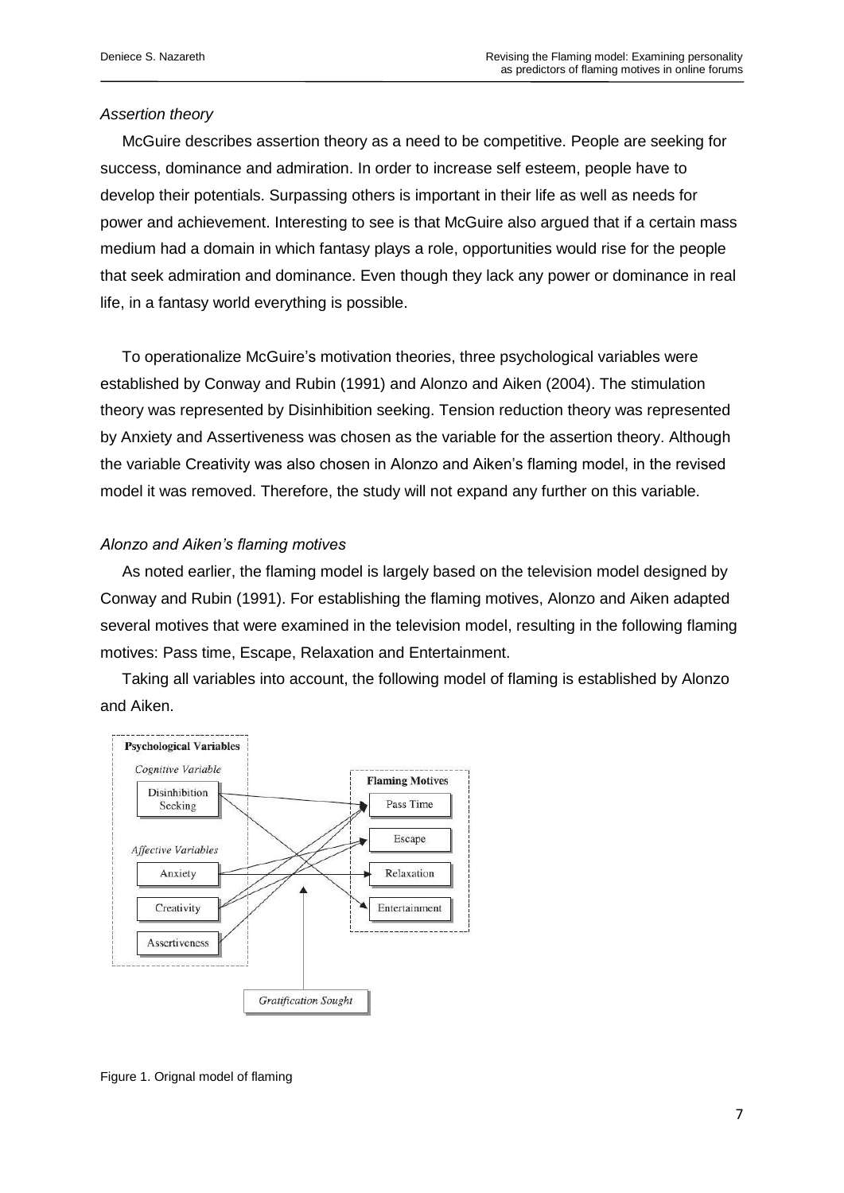*Assertion theory*

McGuire describes assertion theory as a need to be competitive. People are seeking for success, dominance and admiration. In order to increase self esteem, people have to develop their potentials. Surpassing others is important in their life as well as needs for power and achievement. Interesting to see is that McGuire also argued that if a certain mass medium had a domain in which fantasy plays a role, opportunities would rise for the people that seek admiration and dominance. Even though they lack any power or dominance in real life, in a fantasy world everything is possible.

To operationalize McGuire's motivation theories, three psychological variables were established by Conway and Rubin (1991) and Alonzo and Aiken (2004). The stimulation theory was represented by Disinhibition seeking. Tension reduction theory was represented by Anxiety and Assertiveness was chosen as the variable for the assertion theory. Although the variable Creativity was also chosen in Alonzo and Aiken's flaming model, in the revised model it was removed. Therefore, the study will not expand any further on this variable.

*Alonzo and Aiken's flaming motives*

As noted earlier, the flaming model is largely based on the television model designed by Conway and Rubin (1991). For establishing the flaming motives, Alonzo and Aiken adapted several motives that were examined in the television model, resulting in the following flaming motives: Pass time, Escape, Relaxation and Entertainment.

Taking all variables into account, the following model of flaming is established by Alonzo and Aiken.

Figure 1. Orignal model of flaming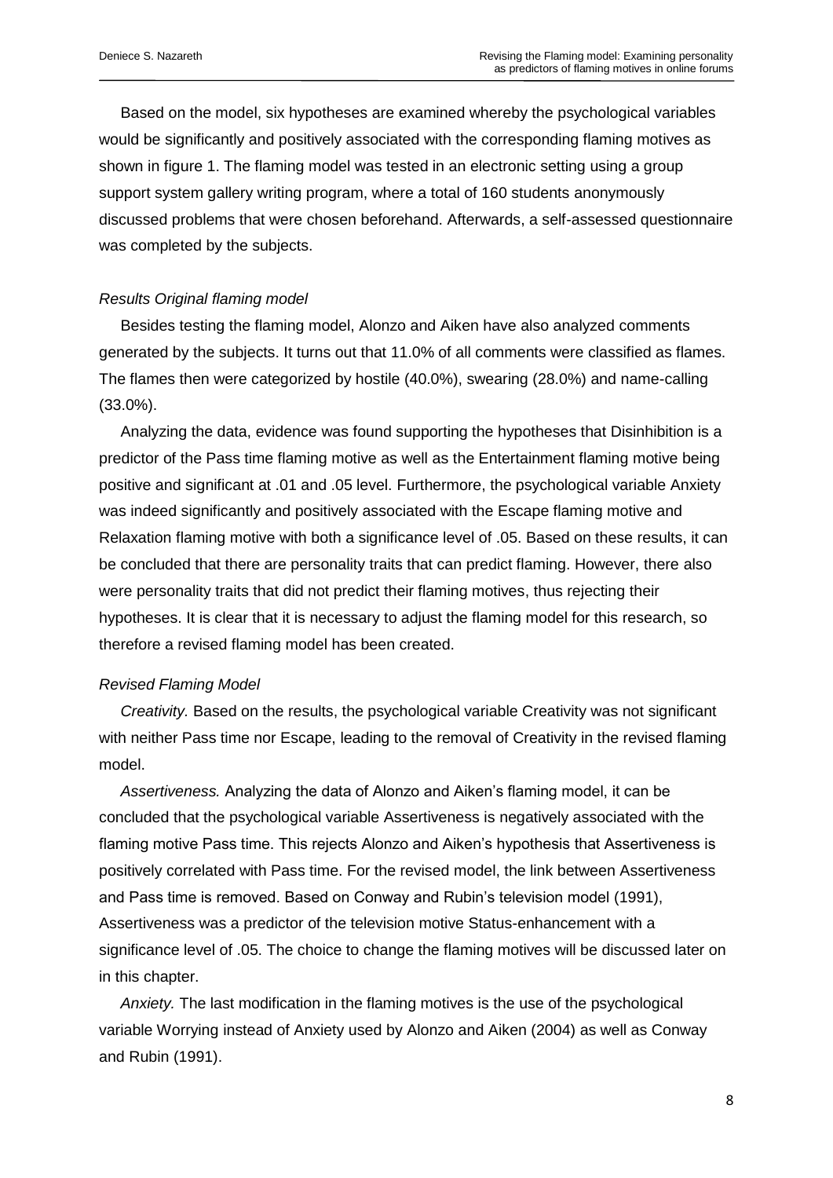Based on the model, six hypotheses are examined whereby the psychological variables would be significantly and positively associated with the corresponding flaming motives as shown in figure 1. The flaming model was tested in an electronic setting using a group support system gallery writing program, where a total of 160 students anonymously discussed problems that were chosen beforehand. Afterwards, a self-assessed questionnaire was completed by the subjects.

*Results Original flaming model*

Besides testing the flaming model, Alonzo and Aiken have also analyzed comments generated by the subjects. It turns out that 11.0% of all comments were classified as flames. The flames then were categorized by hostile (40.0%), swearing (28.0%) and name-calling (33.0%).

Analyzing the data, evidence was found supporting the hypotheses that Disinhibition is a predictor of the Pass time flaming motive as well as the Entertainment flaming motive being positive and significant at .01 and .05 level. Furthermore, the psychological variable Anxiety was indeed significantly and positively associated with the Escape flaming motive and Relaxation flaming motive with both a significance level of .05. Based on these results, it can be concluded that there are personality traits that can predict flaming. However, there also were personality traits that did not predict their flaming motives, thus rejecting their hypotheses. It is clear that it is necessary to adjust the flaming model for this research, so therefore a revised flaming model has been created.

*Revised Flaming Model*

*Creativity.* Based on the results, the psychological variable Creativity was not significant with neither Pass time nor Escape, leading to the removal of Creativity in the revised flaming model.

*Assertiveness.* Analyzing the data of Alonzo and Aiken's flaming model, it can be concluded that the psychological variable Assertiveness is negatively associated with the flaming motive Pass time. This rejects Alonzo and Aiken's hypothesis that Assertiveness is positively correlated with Pass time. For the revised model, the link between Assertiveness and Pass time is removed. Based on Conway and Rubin's television model (1991), Assertiveness was a predictor of the television motive Status-enhancement with a significance level of .05. The choice to change the flaming motives will be discussed later on in this chapter.

*Anxiety.* The last modification in the flaming motives is the use of the psychological variable Worrying instead of Anxiety used by Alonzo and Aiken (2004) as well as Conway and Rubin (1991).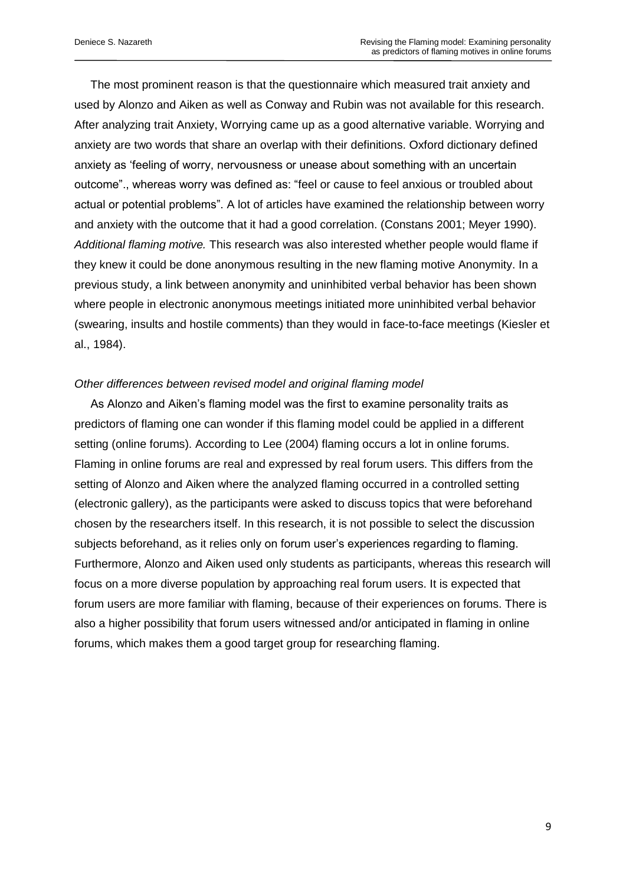The most prominent reason is that the questionnaire which measured trait anxiety and used by Alonzo and Aiken as well as Conway and Rubin was not available for this research. After analyzing trait Anxiety, Worrying came up as a good alternative variable. Worrying and anxiety are two words that share an overlap with their definitions. Oxford dictionary defined anxiety as 'feeling of worry, nervousness or unease about something with an uncertain outcome"., whereas worry was defined as: "feel or cause to feel anxious or troubled about actual or potential problems". A lot of articles have examined the relationship between worry and anxiety with the outcome that it had a good correlation. (Constans 2001; Meyer 1990).
*Additional flaming motive.* This research was also interested whether people would flame if they knew it could be done anonymous resulting in the new flaming motive Anonymity. In a previous study, a link between anonymity and uninhibited verbal behavior has been shown where people in electronic anonymous meetings initiated more uninhibited verbal behavior (swearing, insults and hostile comments) than they would in face-to-face meetings (Kiesler et al., 1984).

*Other differences between revised model and original flaming model*

As Alonzo and Aiken's flaming model was the first to examine personality traits as predictors of flaming one can wonder if this flaming model could be applied in a different setting (online forums). According to Lee (2004) flaming occurs a lot in online forums. Flaming in online forums are real and expressed by real forum users. This differs from the setting of Alonzo and Aiken where the analyzed flaming occurred in a controlled setting (electronic gallery), as the participants were asked to discuss topics that were beforehand chosen by the researchers itself. In this research, it is not possible to select the discussion subjects beforehand, as it relies only on forum user's experiences regarding to flaming. Furthermore, Alonzo and Aiken used only students as participants, whereas this research will focus on a more diverse population by approaching real forum users. It is expected that forum users are more familiar with flaming, because of their experiences on forums. There is also a higher possibility that forum users witnessed and/or anticipated in flaming in online forums, which makes them a good target group for researching flaming.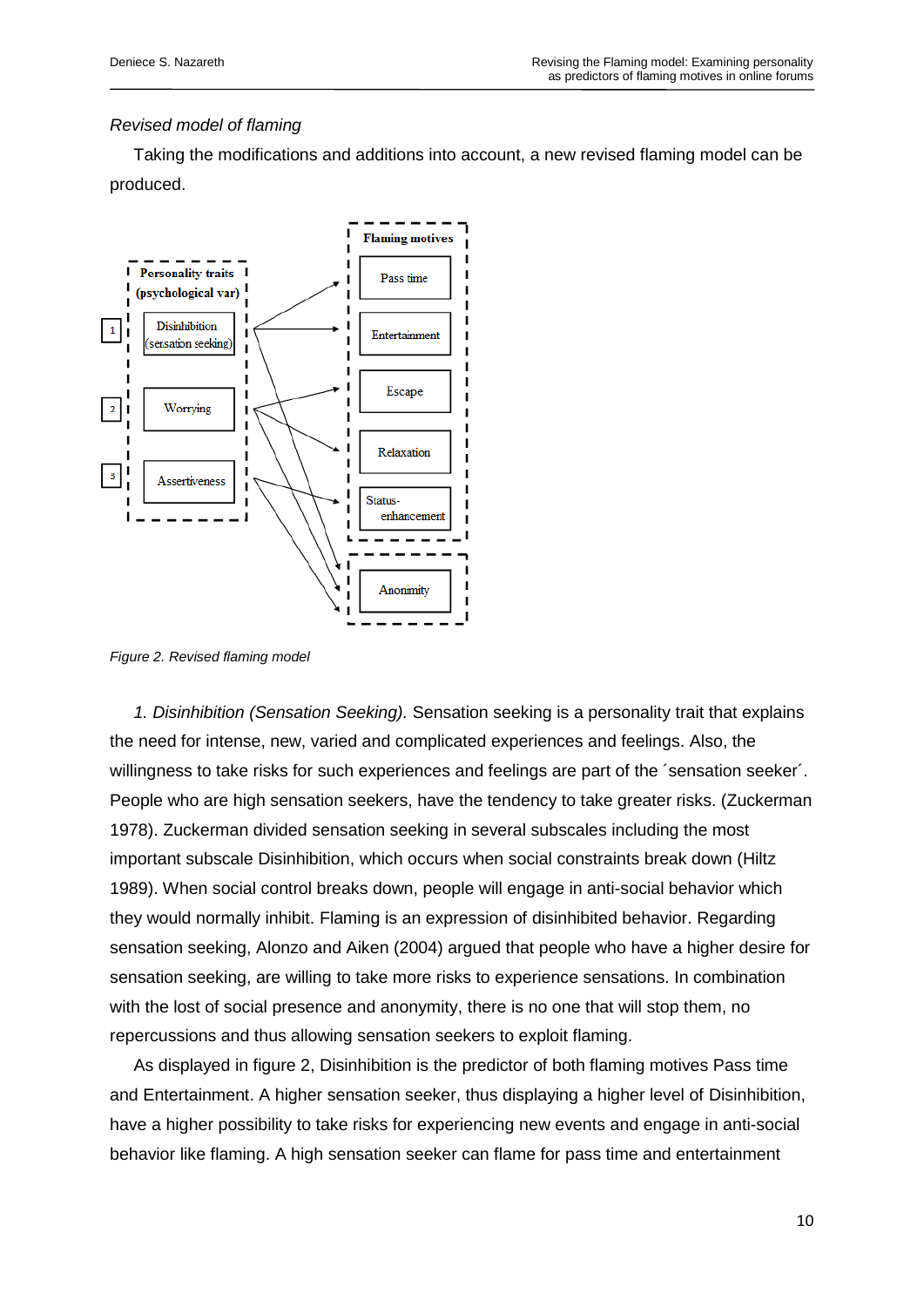*Revised model of flaming*

Taking the modifications and additions into account, a new revised flaming model can be produced.

*Figure 2. Revised flaming model*

*1. Disinhibition (Sensation Seeking).* Sensation seeking is a personality trait that explains the need for intense, new, varied and complicated experiences and feelings. Also, the willingness to take risks for such experiences and feelings are part of the ´sensation seeker´. People who are high sensation seekers, have the tendency to take greater risks. (Zuckerman 1978). Zuckerman divided sensation seeking in several subscales including the most important subscale Disinhibition, which occurs when social constraints break down (Hiltz 1989). When social control breaks down, people will engage in anti-social behavior which they would normally inhibit. Flaming is an expression of disinhibited behavior. Regarding sensation seeking, Alonzo and Aiken (2004) argued that people who have a higher desire for sensation seeking, are willing to take more risks to experience sensations. In combination with the lost of social presence and anonymity, there is no one that will stop them, no repercussions and thus allowing sensation seekers to exploit flaming.

As displayed in figure 2, Disinhibition is the predictor of both flaming motives Pass time and Entertainment. A higher sensation seeker, thus displaying a higher level of Disinhibition, have a higher possibility to take risks for experiencing new events and engage in anti-social behavior like flaming. A high sensation seeker can flame for pass time and entertainment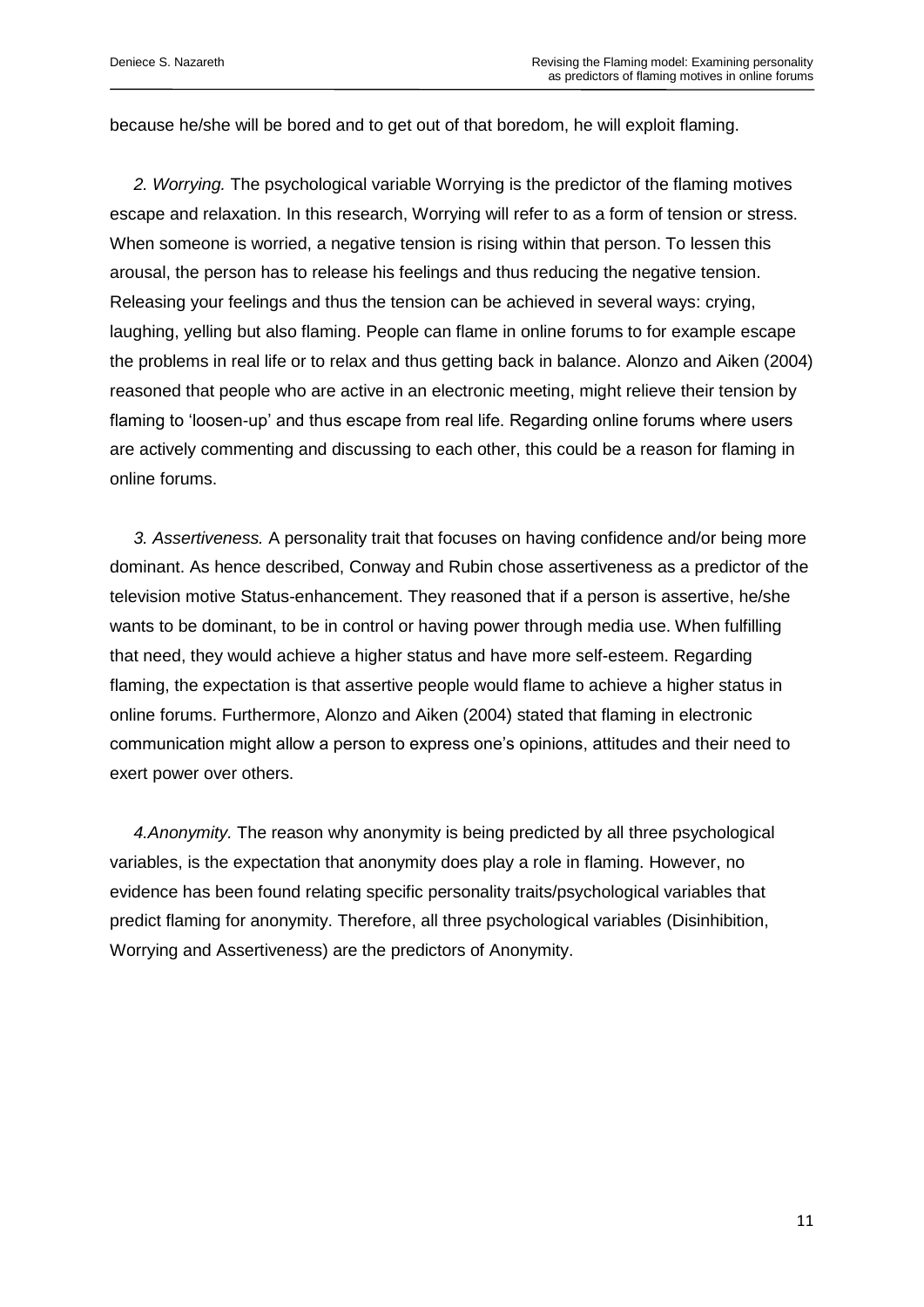because he/she will be bored and to get out of that boredom, he will exploit flaming.

*2. Worrying.* The psychological variable Worrying is the predictor of the flaming motives escape and relaxation. In this research, Worrying will refer to as a form of tension or stress. When someone is worried, a negative tension is rising within that person. To lessen this arousal, the person has to release his feelings and thus reducing the negative tension. Releasing your feelings and thus the tension can be achieved in several ways: crying, laughing, yelling but also flaming. People can flame in online forums to for example escape the problems in real life or to relax and thus getting back in balance. Alonzo and Aiken (2004) reasoned that people who are active in an electronic meeting, might relieve their tension by flaming to 'loosen-up' and thus escape from real life. Regarding online forums where users are actively commenting and discussing to each other, this could be a reason for flaming in online forums.

*3. Assertiveness.* A personality trait that focuses on having confidence and/or being more dominant. As hence described, Conway and Rubin chose assertiveness as a predictor of the television motive Status-enhancement. They reasoned that if a person is assertive, he/she wants to be dominant, to be in control or having power through media use. When fulfilling that need, they would achieve a higher status and have more self-esteem. Regarding flaming, the expectation is that assertive people would flame to achieve a higher status in online forums. Furthermore, Alonzo and Aiken (2004) stated that flaming in electronic communication might allow a person to express one's opinions, attitudes and their need to exert power over others.

*4.Anonymity.* The reason why anonymity is being predicted by all three psychological variables, is the expectation that anonymity does play a role in flaming. However, no evidence has been found relating specific personality traits/psychological variables that predict flaming for anonymity. Therefore, all three psychological variables (Disinhibition, Worrying and Assertiveness) are the predictors of Anonymity.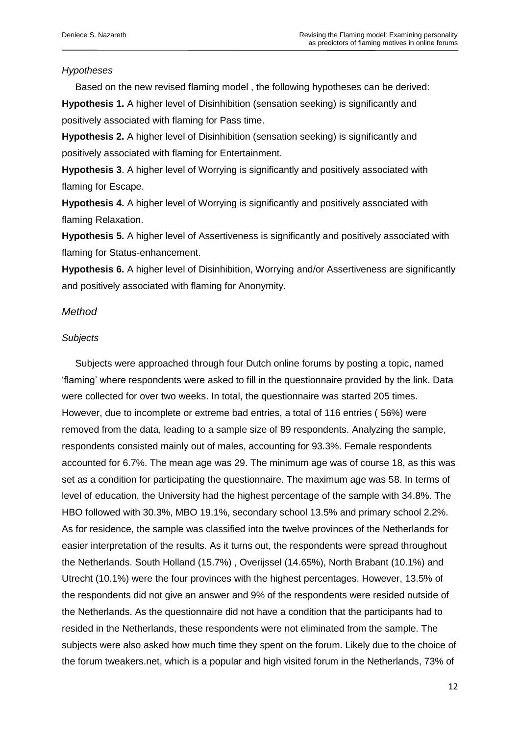*Hypotheses*

Based on the new revised flaming model , the following hypotheses can be derived:

**Hypothesis 1.** A higher level of Disinhibition (sensation seeking) is significantly and positively associated with flaming for Pass time.

**Hypothesis 2.** A higher level of Disinhibition (sensation seeking) is significantly and positively associated with flaming for Entertainment.

**Hypothesis 3**. A higher level of Worrying is significantly and positively associated with flaming for Escape.

**Hypothesis 4.** A higher level of Worrying is significantly and positively associated with flaming Relaxation.

**Hypothesis 5.** A higher level of Assertiveness is significantly and positively associated with flaming for Status-enhancement.

**Hypothesis 6.** A higher level of Disinhibition, Worrying and/or Assertiveness are significantly and positively associated with flaming for Anonymity.

## *Method*

### *Subjects*

Subjects were approached through four Dutch online forums by posting a topic, named 'flaming' where respondents were asked to fill in the questionnaire provided by the link. Data were collected for over two weeks. In total, the questionnaire was started 205 times. However, due to incomplete or extreme bad entries, a total of 116 entries ( 56%) were removed from the data, leading to a sample size of 89 respondents. Analyzing the sample, respondents consisted mainly out of males, accounting for 93.3%. Female respondents accounted for 6.7%. The mean age was 29. The minimum age was of course 18, as this was set as a condition for participating the questionnaire. The maximum age was 58. In terms of level of education, the University had the highest percentage of the sample with 34.8%. The HBO followed with 30.3%, MBO 19.1%, secondary school 13.5% and primary school 2.2%. As for residence, the sample was classified into the twelve provinces of the Netherlands for easier interpretation of the results. As it turns out, the respondents were spread throughout the Netherlands. South Holland (15.7%) , Overijssel (14.65%), North Brabant (10.1%) and Utrecht (10.1%) were the four provinces with the highest percentages. However, 13.5% of the respondents did not give an answer and 9% of the respondents were resided outside of the Netherlands. As the questionnaire did not have a condition that the participants had to resided in the Netherlands, these respondents were not eliminated from the sample. The subjects were also asked how much time they spent on the forum. Likely due to the choice of the forum tweakers.net, which is a popular and high visited forum in the Netherlands, 73% of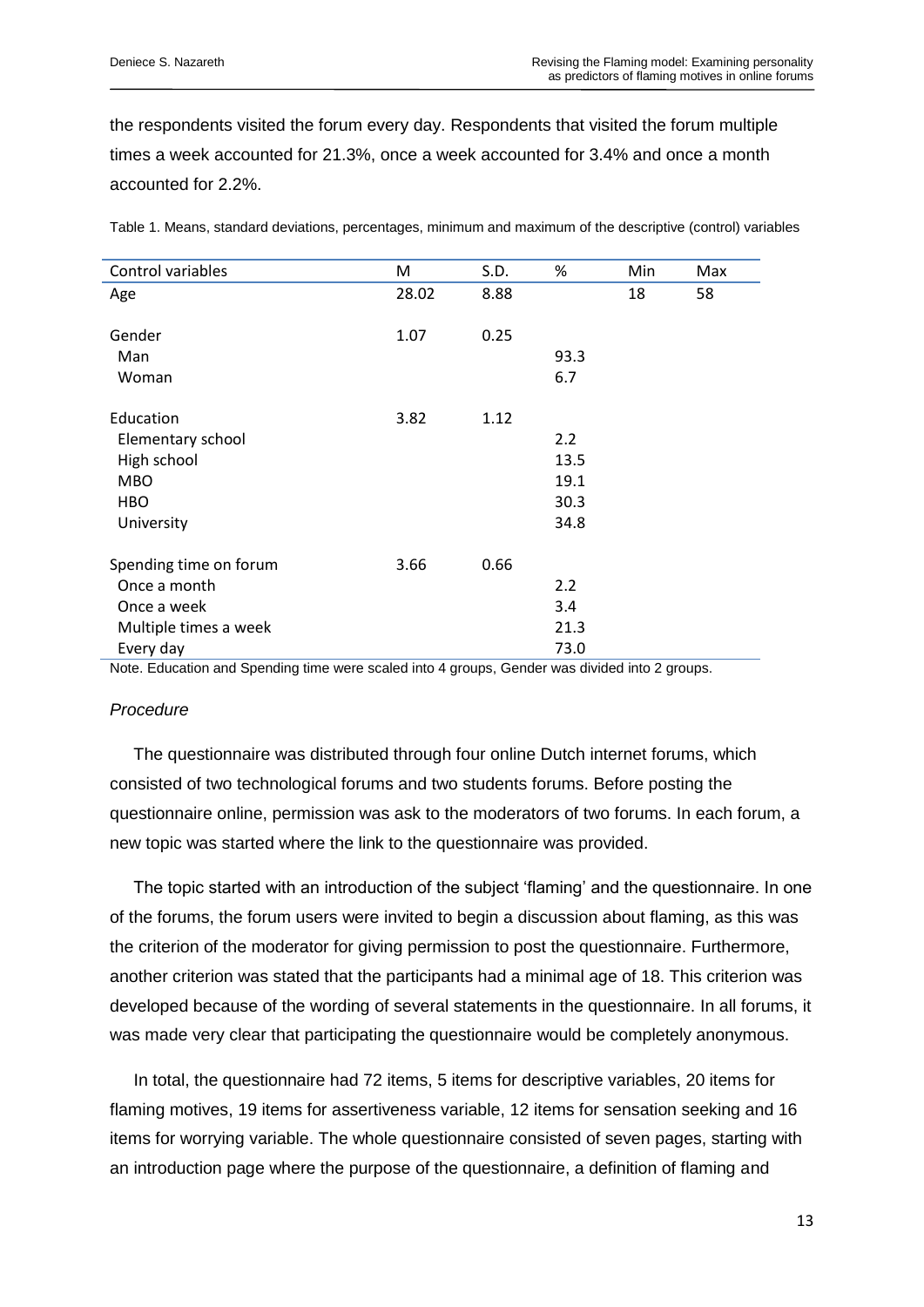the respondents visited the forum every day. Respondents that visited the forum multiple times a week accounted for 21.3%, once a week accounted for 3.4% and once a month accounted for 2.2%.

Table 1. Means, standard deviations, percentages, minimum and maximum of the descriptive (control) variables

| Control variables | M | S.D. | % | Min | Max |
|---|---|---|---|---|---|
| Age | 28.02 | 8.88 | | 18 | 58 |
| Gender | 1.07 | 0.25 | | | |
| Man | | | 93.3 | | |
| Woman | | | 6.7 | | |
| Education | 3.82 | 1.12 | | | |
| Elementary school | | | 2.2 | | |
| High school | | | 13.5 | | |
| MBO | | | 19.1 | | |
| HBO | | | 30.3 | | |
| University | | | 34.8 | | |
| Spending time on forum | 3.66 | 0.66 | | | |
| Once a month | | | 2.2 | | |
| Once a week | | | 3.4 | | |
| Multiple times a week | | | 21.3 | | |
| Every day | | | 73.0 | | |

Note. Education and Spending time were scaled into 4 groups, Gender was divided into 2 groups.

*Procedure*

The questionnaire was distributed through four online Dutch internet forums, which consisted of two technological forums and two students forums. Before posting the questionnaire online, permission was ask to the moderators of two forums. In each forum, a new topic was started where the link to the questionnaire was provided.

The topic started with an introduction of the subject 'flaming' and the questionnaire. In one of the forums, the forum users were invited to begin a discussion about flaming, as this was the criterion of the moderator for giving permission to post the questionnaire. Furthermore, another criterion was stated that the participants had a minimal age of 18. This criterion was developed because of the wording of several statements in the questionnaire. In all forums, it was made very clear that participating the questionnaire would be completely anonymous.

In total, the questionnaire had 72 items, 5 items for descriptive variables, 20 items for flaming motives, 19 items for assertiveness variable, 12 items for sensation seeking and 16 items for worrying variable. The whole questionnaire consisted of seven pages, starting with an introduction page where the purpose of the questionnaire, a definition of flaming and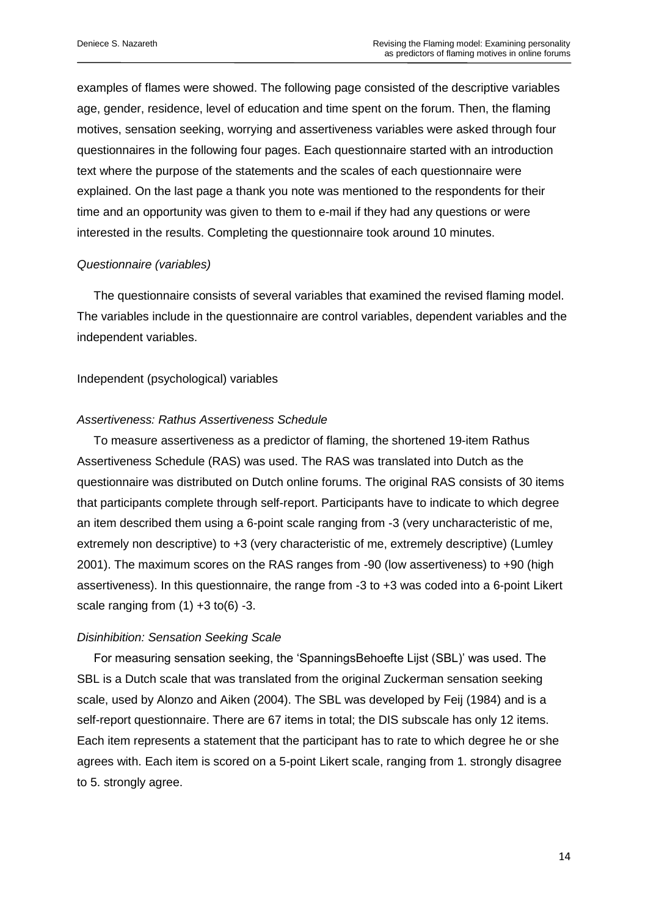examples of flames were showed. The following page consisted of the descriptive variables age, gender, residence, level of education and time spent on the forum. Then, the flaming motives, sensation seeking, worrying and assertiveness variables were asked through four questionnaires in the following four pages. Each questionnaire started with an introduction text where the purpose of the statements and the scales of each questionnaire were explained. On the last page a thank you note was mentioned to the respondents for their time and an opportunity was given to them to e-mail if they had any questions or were interested in the results. Completing the questionnaire took around 10 minutes.

*Questionnaire (variables)*

The questionnaire consists of several variables that examined the revised flaming model. The variables include in the questionnaire are control variables, dependent variables and the independent variables.

Independent (psychological) variables

*Assertiveness: Rathus Assertiveness Schedule*

To measure assertiveness as a predictor of flaming, the shortened 19-item Rathus Assertiveness Schedule (RAS) was used. The RAS was translated into Dutch as the questionnaire was distributed on Dutch online forums. The original RAS consists of 30 items that participants complete through self-report. Participants have to indicate to which degree an item described them using a 6-point scale ranging from -3 (very uncharacteristic of me, extremely non descriptive) to +3 (very characteristic of me, extremely descriptive) (Lumley 2001). The maximum scores on the RAS ranges from -90 (low assertiveness) to +90 (high assertiveness). In this questionnaire, the range from -3 to +3 was coded into a 6-point Likert scale ranging from (1) +3 to(6) -3.

*Disinhibition: Sensation Seeking Scale*

For measuring sensation seeking, the 'SpanningsBehoefte Lijst (SBL)' was used. The SBL is a Dutch scale that was translated from the original Zuckerman sensation seeking scale, used by Alonzo and Aiken (2004). The SBL was developed by Feij (1984) and is a self-report questionnaire. There are 67 items in total; the DIS subscale has only 12 items. Each item represents a statement that the participant has to rate to which degree he or she agrees with. Each item is scored on a 5-point Likert scale, ranging from 1. strongly disagree to 5. strongly agree.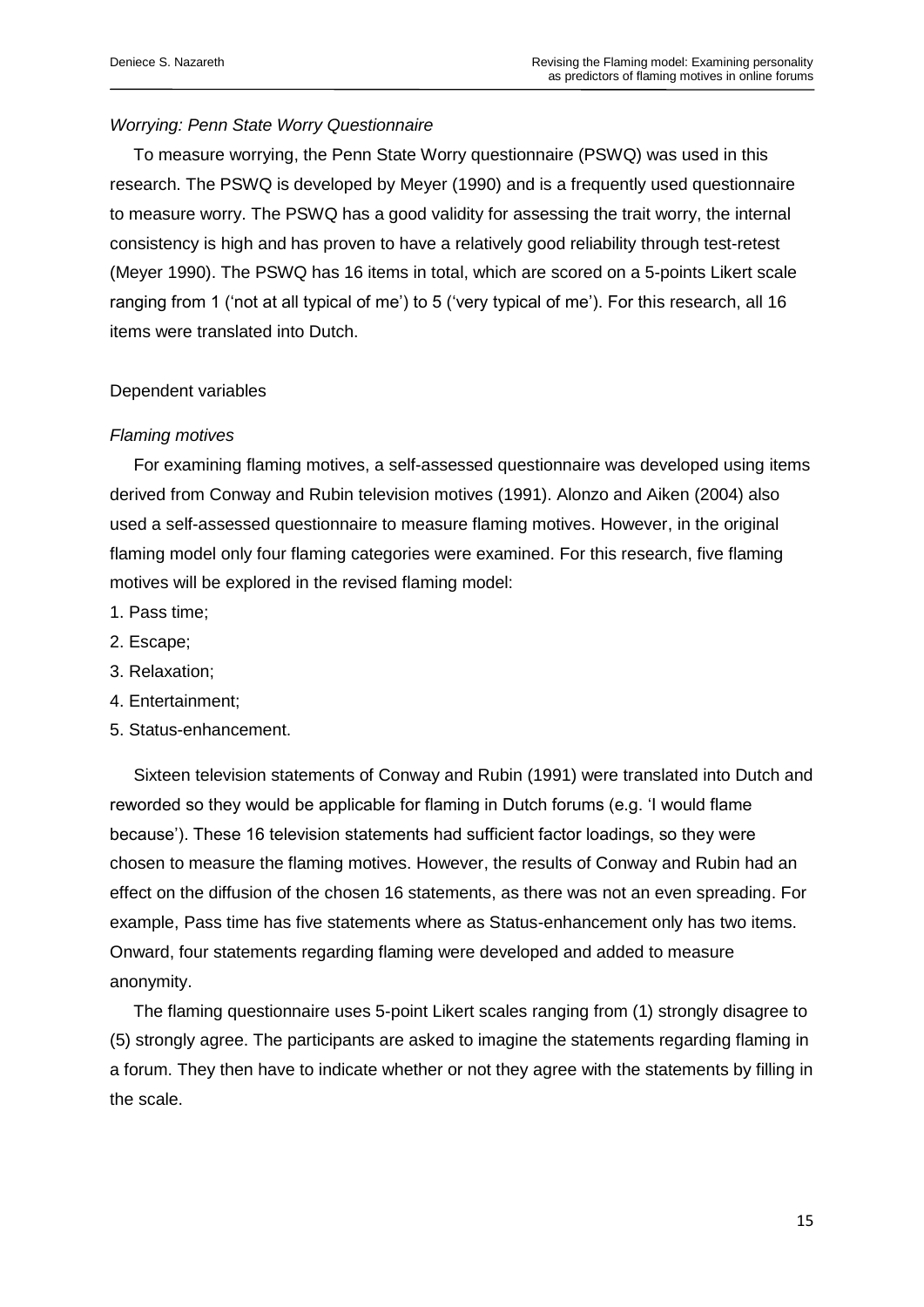*Worrying: Penn State Worry Questionnaire*

To measure worrying, the Penn State Worry questionnaire (PSWQ) was used in this research. The PSWQ is developed by Meyer (1990) and is a frequently used questionnaire to measure worry. The PSWQ has a good validity for assessing the trait worry, the internal consistency is high and has proven to have a relatively good reliability through test-retest (Meyer 1990). The PSWQ has 16 items in total, which are scored on a 5-points Likert scale ranging from 1 ('not at all typical of me') to 5 ('very typical of me'). For this research, all 16 items were translated into Dutch.

Dependent variables

*Flaming motives*

For examining flaming motives, a self-assessed questionnaire was developed using items derived from Conway and Rubin television motives (1991). Alonzo and Aiken (2004) also used a self-assessed questionnaire to measure flaming motives. However, in the original flaming model only four flaming categories were examined. For this research, five flaming motives will be explored in the revised flaming model:

1. Pass time;
2. Escape;
3. Relaxation;
4. Entertainment;
5. Status-enhancement.

Sixteen television statements of Conway and Rubin (1991) were translated into Dutch and reworded so they would be applicable for flaming in Dutch forums (e.g. 'I would flame because'). These 16 television statements had sufficient factor loadings, so they were chosen to measure the flaming motives. However, the results of Conway and Rubin had an effect on the diffusion of the chosen 16 statements, as there was not an even spreading. For example, Pass time has five statements where as Status-enhancement only has two items. Onward, four statements regarding flaming were developed and added to measure anonymity.

The flaming questionnaire uses 5-point Likert scales ranging from (1) strongly disagree to (5) strongly agree. The participants are asked to imagine the statements regarding flaming in a forum. They then have to indicate whether or not they agree with the statements by filling in the scale.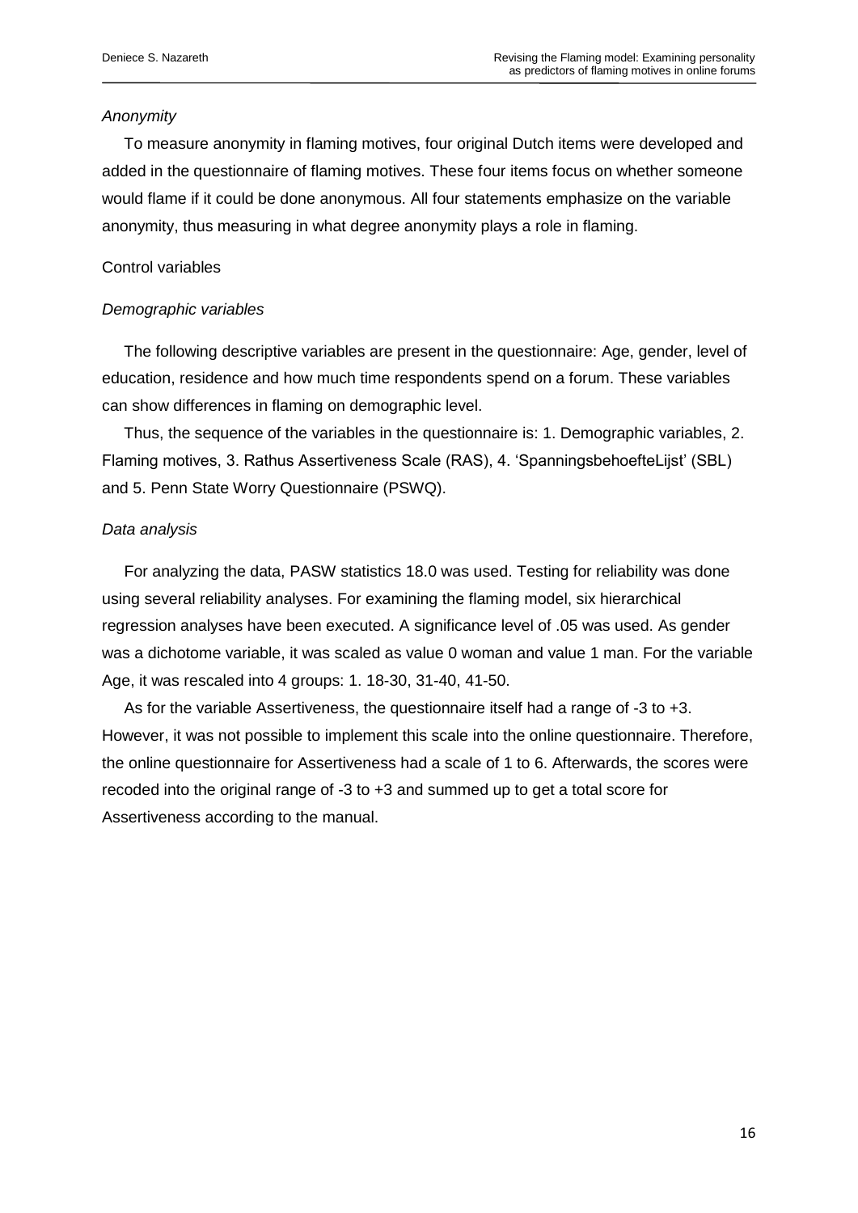*Anonymity*

To measure anonymity in flaming motives, four original Dutch items were developed and added in the questionnaire of flaming motives. These four items focus on whether someone would flame if it could be done anonymous. All four statements emphasize on the variable anonymity, thus measuring in what degree anonymity plays a role in flaming.

Control variables

*Demographic variables*

The following descriptive variables are present in the questionnaire: Age, gender, level of education, residence and how much time respondents spend on a forum. These variables can show differences in flaming on demographic level.

Thus, the sequence of the variables in the questionnaire is: 1. Demographic variables, 2. Flaming motives, 3. Rathus Assertiveness Scale (RAS), 4. 'SpanningsbehoefteLijst' (SBL) and 5. Penn State Worry Questionnaire (PSWQ).

*Data analysis*

For analyzing the data, PASW statistics 18.0 was used. Testing for reliability was done using several reliability analyses. For examining the flaming model, six hierarchical regression analyses have been executed. A significance level of .05 was used. As gender was a dichotome variable, it was scaled as value 0 woman and value 1 man. For the variable Age, it was rescaled into 4 groups: 1. 18-30, 31-40, 41-50.

As for the variable Assertiveness, the questionnaire itself had a range of -3 to +3. However, it was not possible to implement this scale into the online questionnaire. Therefore, the online questionnaire for Assertiveness had a scale of 1 to 6. Afterwards, the scores were recoded into the original range of -3 to +3 and summed up to get a total score for Assertiveness according to the manual.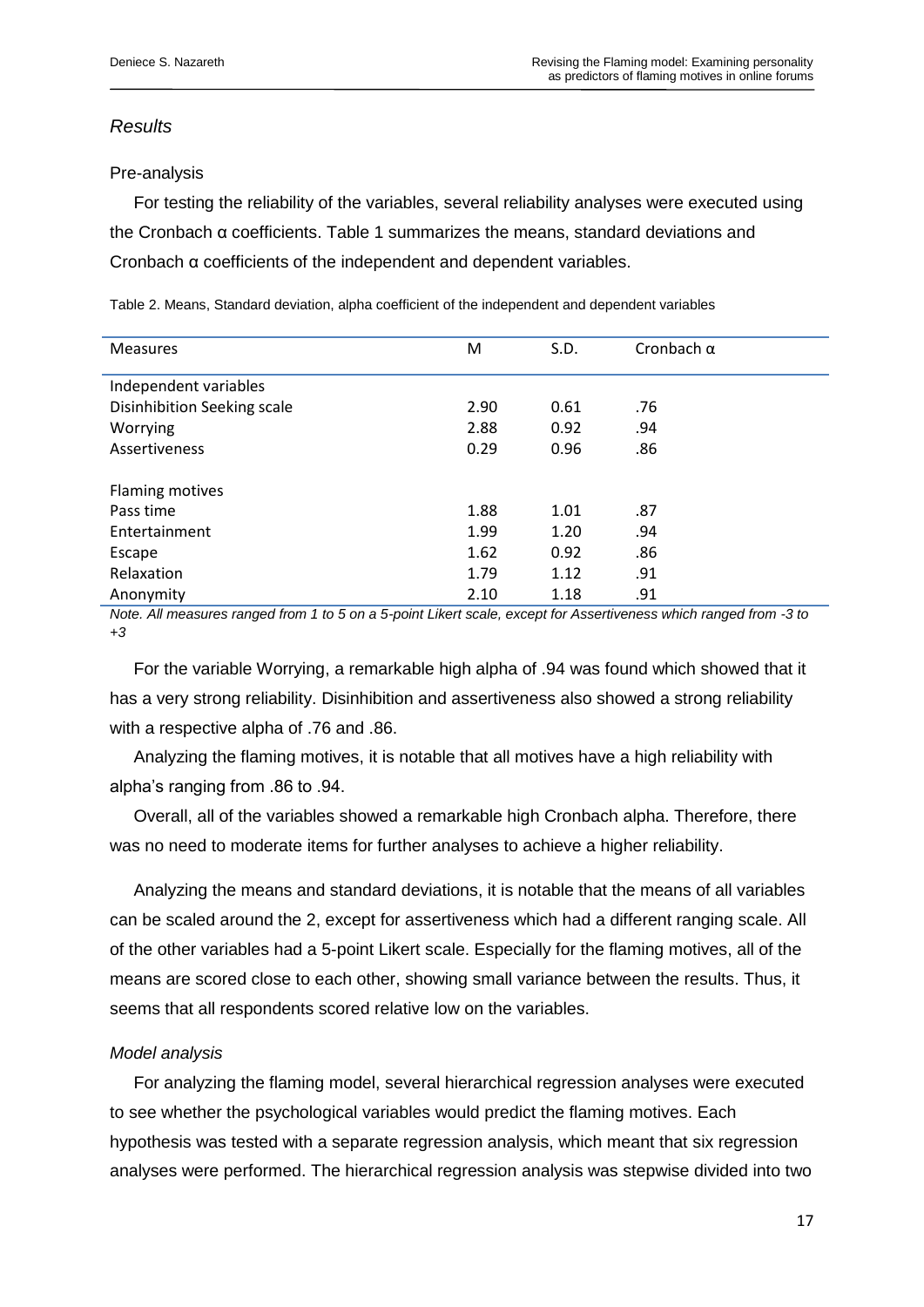*Results*

Pre-analysis

For testing the reliability of the variables, several reliability analyses were executed using the Cronbach α coefficients. Table 1 summarizes the means, standard deviations and Cronbach α coefficients of the independent and dependent variables.

Table 2. Means, Standard deviation, alpha coefficient of the independent and dependent variables

| Measures | M | S.D. | Cronbach α |
|---|---|---|---|
| Independent variables | | | |
| Disinhibition Seeking scale | 2.90 | 0.61 | .76 |
| Worrying | 2.88 | 0.92 | .94 |
| Assertiveness | 0.29 | 0.96 | .86 |
| | | | |
| Flaming motives | | | |
| Pass time | 1.88 | 1.01 | .87 |
| Entertainment | 1.99 | 1.20 | .94 |
| Escape | 1.62 | 0.92 | .86 |
| Relaxation | 1.79 | 1.12 | .91 |
| Anonymity | 2.10 | 1.18 | .91 |

*Note. All measures ranged from 1 to 5 on a 5-point Likert scale, except for Assertiveness which ranged from -3 to +3*

For the variable Worrying, a remarkable high alpha of .94 was found which showed that it has a very strong reliability. Disinhibition and assertiveness also showed a strong reliability with a respective alpha of .76 and .86.

Analyzing the flaming motives, it is notable that all motives have a high reliability with alpha's ranging from .86 to .94.

Overall, all of the variables showed a remarkable high Cronbach alpha. Therefore, there was no need to moderate items for further analyses to achieve a higher reliability.

Analyzing the means and standard deviations, it is notable that the means of all variables can be scaled around the 2, except for assertiveness which had a different ranging scale. All of the other variables had a 5-point Likert scale. Especially for the flaming motives, all of the means are scored close to each other, showing small variance between the results. Thus, it seems that all respondents scored relative low on the variables.

*Model analysis*

For analyzing the flaming model, several hierarchical regression analyses were executed to see whether the psychological variables would predict the flaming motives. Each hypothesis was tested with a separate regression analysis, which meant that six regression analyses were performed. The hierarchical regression analysis was stepwise divided into two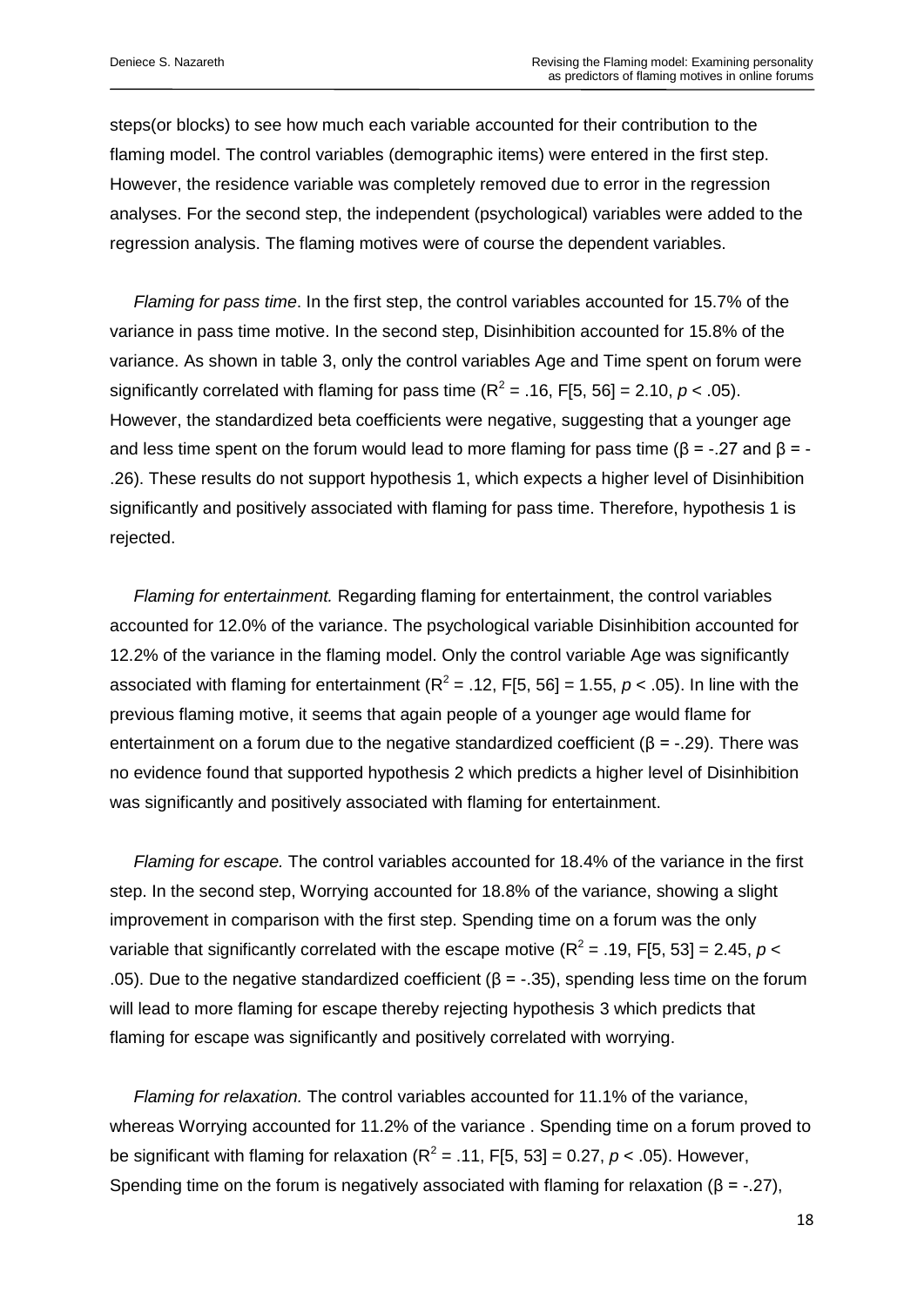steps(or blocks) to see how much each variable accounted for their contribution to the flaming model. The control variables (demographic items) were entered in the first step. However, the residence variable was completely removed due to error in the regression analyses. For the second step, the independent (psychological) variables were added to the regression analysis. The flaming motives were of course the dependent variables.

*Flaming for pass time*. In the first step, the control variables accounted for 15.7% of the variance in pass time motive. In the second step, Disinhibition accounted for 15.8% of the variance. As shown in table 3, only the control variables Age and Time spent on forum were significantly correlated with flaming for pass time ($R^2$ = .16, F[5, 56] = 2.10, $p$ < .05). However, the standardized beta coefficients were negative, suggesting that a younger age and less time spent on the forum would lead to more flaming for pass time ($\beta$ = -.27 and $\beta$ = -.26). These results do not support hypothesis 1, which expects a higher level of Disinhibition significantly and positively associated with flaming for pass time. Therefore, hypothesis 1 is rejected.

*Flaming for entertainment.* Regarding flaming for entertainment, the control variables accounted for 12.0% of the variance. The psychological variable Disinhibition accounted for 12.2% of the variance in the flaming model. Only the control variable Age was significantly associated with flaming for entertainment ($R^2$ = .12, F[5, 56] = 1.55, $p$ < .05). In line with the previous flaming motive, it seems that again people of a younger age would flame for entertainment on a forum due to the negative standardized coefficient ($\beta$ = -.29). There was no evidence found that supported hypothesis 2 which predicts a higher level of Disinhibition was significantly and positively associated with flaming for entertainment.

*Flaming for escape.* The control variables accounted for 18.4% of the variance in the first step. In the second step, Worrying accounted for 18.8% of the variance, showing a slight improvement in comparison with the first step. Spending time on a forum was the only variable that significantly correlated with the escape motive ($R^2$ = .19, F[5, 53] = 2.45, $p$ < .05). Due to the negative standardized coefficient ($\beta$ = -.35), spending less time on the forum will lead to more flaming for escape thereby rejecting hypothesis 3 which predicts that flaming for escape was significantly and positively correlated with worrying.

*Flaming for relaxation.* The control variables accounted for 11.1% of the variance, whereas Worrying accounted for 11.2% of the variance . Spending time on a forum proved to be significant with flaming for relaxation ($R^2$ = .11, F[5, 53] = 0.27, $p$ < .05). However, Spending time on the forum is negatively associated with flaming for relaxation ($\beta$ = -.27),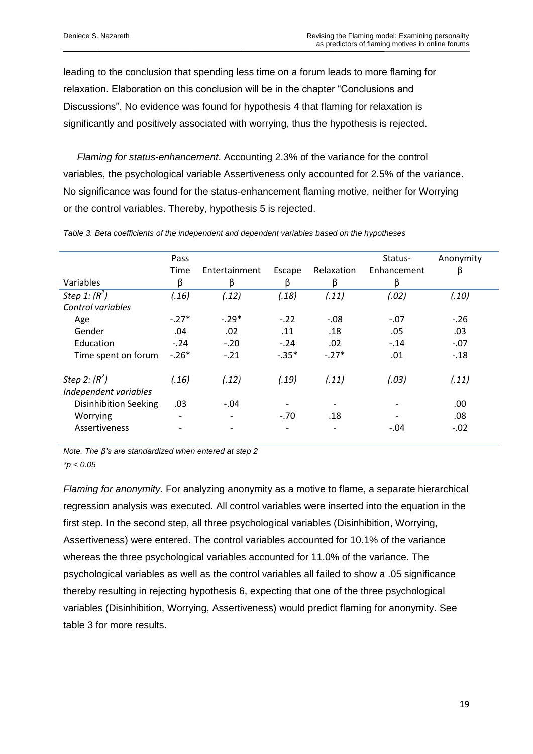leading to the conclusion that spending less time on a forum leads to more flaming for relaxation. Elaboration on this conclusion will be in the chapter "Conclusions and Discussions". No evidence was found for hypothesis 4 that flaming for relaxation is significantly and positively associated with worrying, thus the hypothesis is rejected.

*Flaming for status-enhancement*. Accounting 2.3% of the variance for the control variables, the psychological variable Assertiveness only accounted for 2.5% of the variance. No significance was found for the status-enhancement flaming motive, neither for Worrying or the control variables. Thereby, hypothesis 5 is rejected.

*Table 3. Beta coefficients of the independent and dependent variables based on the hypotheses*

| Variables | Pass Time β | Entertainment β | Escape β | Relaxation β | Status-Enhancement β | Anonymity β |
|---|---|---|---|---|---|---|
| *Step 1: ($R^2$)* | *(.16)* | *(.12)* | *(.18)* | *(.11)* | *(.02)* | *(.10)* |
| *Control variables* | | | | | | |
| Age | -.27* | -.29* | -.22 | -.08 | -.07 | -.26 |
| Gender | .04 | .02 | .11 | .18 | .05 | .03 |
| Education | -.24 | -.20 | -.24 | .02 | -.14 | -.07 |
| Time spent on forum | -.26* | -.21 | -.35* | -.27* | .01 | -.18 |
| *Step 2: ($R^2$)* | *(.16)* | *(.12)* | *(.19)* | *(.11)* | *(.03)* | *(.11)* |
| *Independent variables* | | | | | | |
| Disinhibition Seeking | .03 | -.04 | - | - | - | .00 |
| Worrying | - | - | -.70 | .18 | - | .08 |
| Assertiveness | - | - | - | - | -.04 | -.02 |

*Note. The β's are standardized when entered at step 2*
*$*p < 0.05$*

*Flaming for anonymity.* For analyzing anonymity as a motive to flame, a separate hierarchical regression analysis was executed. All control variables were inserted into the equation in the first step. In the second step, all three psychological variables (Disinhibition, Worrying, Assertiveness) were entered. The control variables accounted for 10.1% of the variance whereas the three psychological variables accounted for 11.0% of the variance. The psychological variables as well as the control variables all failed to show a .05 significance thereby resulting in rejecting hypothesis 6, expecting that one of the three psychological variables (Disinhibition, Worrying, Assertiveness) would predict flaming for anonymity. See table 3 for more results.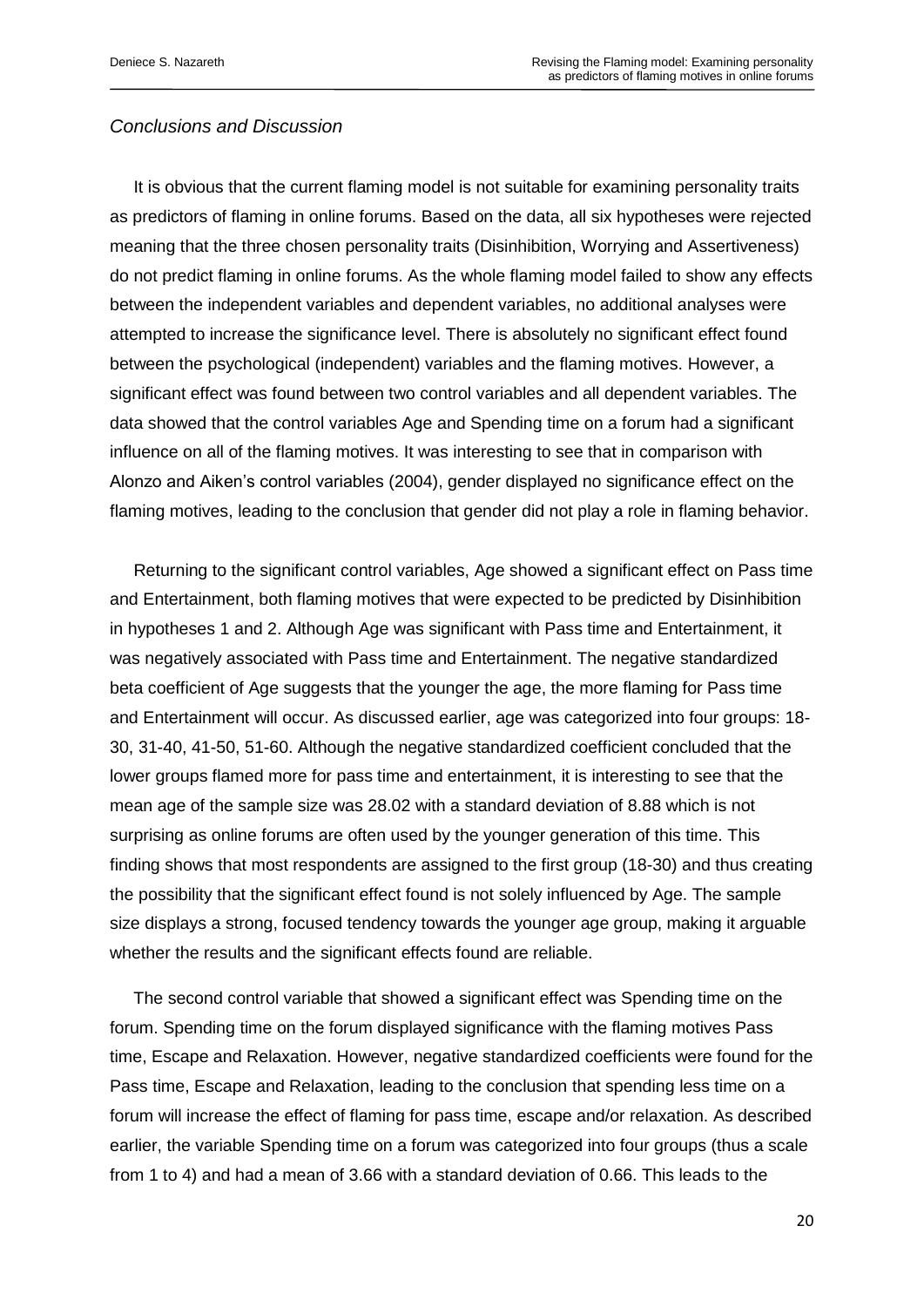*Conclusions and Discussion*

It is obvious that the current flaming model is not suitable for examining personality traits as predictors of flaming in online forums. Based on the data, all six hypotheses were rejected meaning that the three chosen personality traits (Disinhibition, Worrying and Assertiveness) do not predict flaming in online forums. As the whole flaming model failed to show any effects between the independent variables and dependent variables, no additional analyses were attempted to increase the significance level. There is absolutely no significant effect found between the psychological (independent) variables and the flaming motives. However, a significant effect was found between two control variables and all dependent variables. The data showed that the control variables Age and Spending time on a forum had a significant influence on all of the flaming motives. It was interesting to see that in comparison with Alonzo and Aiken's control variables (2004), gender displayed no significance effect on the flaming motives, leading to the conclusion that gender did not play a role in flaming behavior.

Returning to the significant control variables, Age showed a significant effect on Pass time and Entertainment, both flaming motives that were expected to be predicted by Disinhibition in hypotheses 1 and 2. Although Age was significant with Pass time and Entertainment, it was negatively associated with Pass time and Entertainment. The negative standardized beta coefficient of Age suggests that the younger the age, the more flaming for Pass time and Entertainment will occur. As discussed earlier, age was categorized into four groups: 18-30, 31-40, 41-50, 51-60. Although the negative standardized coefficient concluded that the lower groups flamed more for pass time and entertainment, it is interesting to see that the mean age of the sample size was 28.02 with a standard deviation of 8.88 which is not surprising as online forums are often used by the younger generation of this time. This finding shows that most respondents are assigned to the first group (18-30) and thus creating the possibility that the significant effect found is not solely influenced by Age. The sample size displays a strong, focused tendency towards the younger age group, making it arguable whether the results and the significant effects found are reliable.

The second control variable that showed a significant effect was Spending time on the forum. Spending time on the forum displayed significance with the flaming motives Pass time, Escape and Relaxation. However, negative standardized coefficients were found for the Pass time, Escape and Relaxation, leading to the conclusion that spending less time on a forum will increase the effect of flaming for pass time, escape and/or relaxation. As described earlier, the variable Spending time on a forum was categorized into four groups (thus a scale from 1 to 4) and had a mean of 3.66 with a standard deviation of 0.66. This leads to the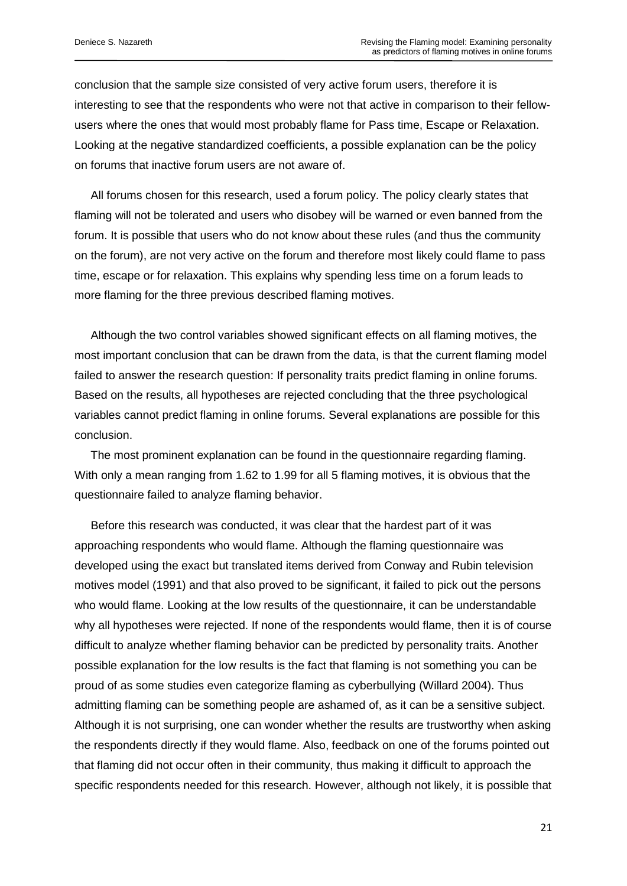conclusion that the sample size consisted of very active forum users, therefore it is interesting to see that the respondents who were not that active in comparison to their fellow-users where the ones that would most probably flame for Pass time, Escape or Relaxation. Looking at the negative standardized coefficients, a possible explanation can be the policy on forums that inactive forum users are not aware of.

All forums chosen for this research, used a forum policy. The policy clearly states that flaming will not be tolerated and users who disobey will be warned or even banned from the forum. It is possible that users who do not know about these rules (and thus the community on the forum), are not very active on the forum and therefore most likely could flame to pass time, escape or for relaxation. This explains why spending less time on a forum leads to more flaming for the three previous described flaming motives.

Although the two control variables showed significant effects on all flaming motives, the most important conclusion that can be drawn from the data, is that the current flaming model failed to answer the research question: If personality traits predict flaming in online forums. Based on the results, all hypotheses are rejected concluding that the three psychological variables cannot predict flaming in online forums. Several explanations are possible for this conclusion.

The most prominent explanation can be found in the questionnaire regarding flaming. With only a mean ranging from 1.62 to 1.99 for all 5 flaming motives, it is obvious that the questionnaire failed to analyze flaming behavior.

Before this research was conducted, it was clear that the hardest part of it was approaching respondents who would flame. Although the flaming questionnaire was developed using the exact but translated items derived from Conway and Rubin television motives model (1991) and that also proved to be significant, it failed to pick out the persons who would flame. Looking at the low results of the questionnaire, it can be understandable why all hypotheses were rejected. If none of the respondents would flame, then it is of course difficult to analyze whether flaming behavior can be predicted by personality traits. Another possible explanation for the low results is the fact that flaming is not something you can be proud of as some studies even categorize flaming as cyberbullying (Willard 2004). Thus admitting flaming can be something people are ashamed of, as it can be a sensitive subject. Although it is not surprising, one can wonder whether the results are trustworthy when asking the respondents directly if they would flame. Also, feedback on one of the forums pointed out that flaming did not occur often in their community, thus making it difficult to approach the specific respondents needed for this research. However, although not likely, it is possible that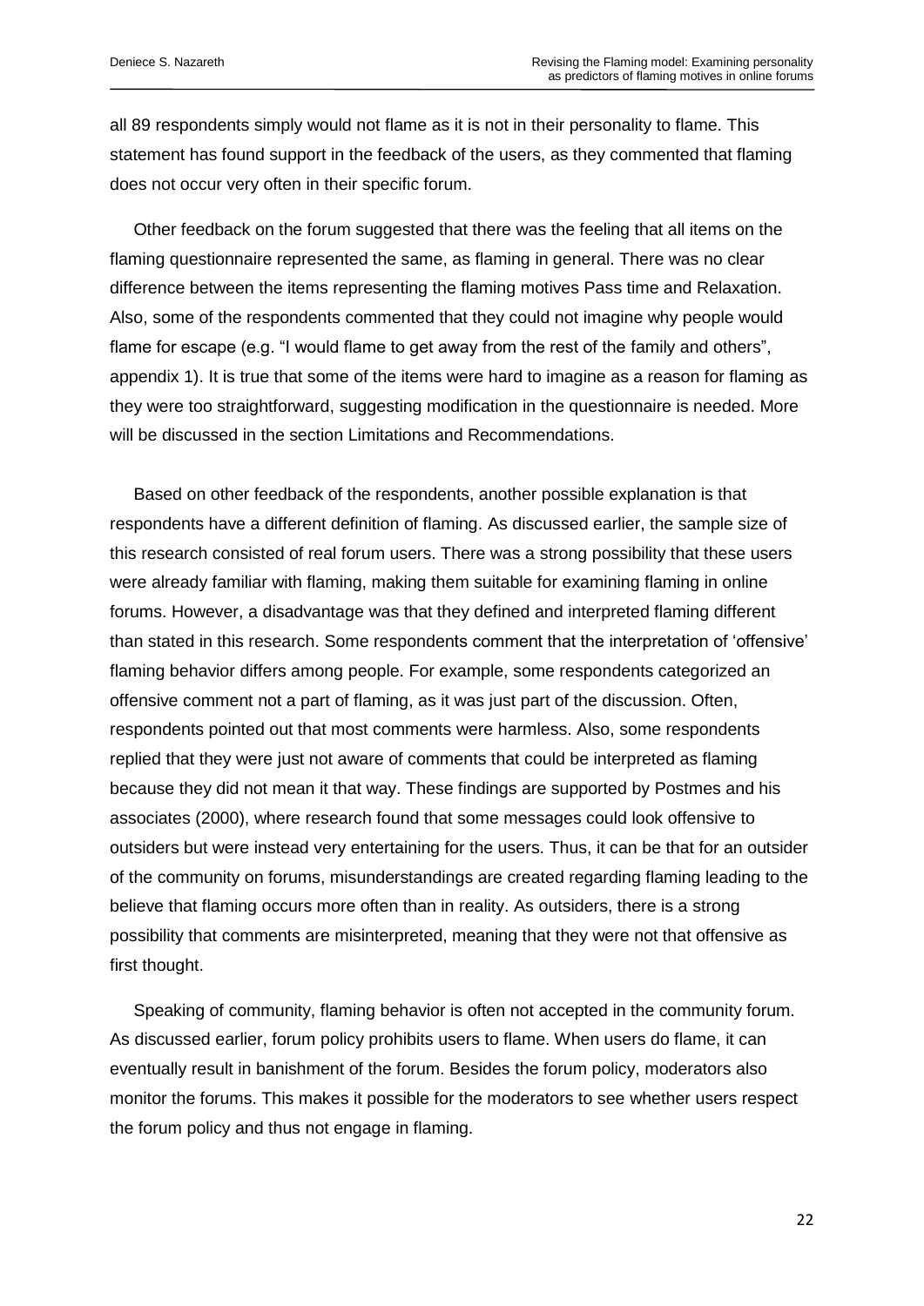all 89 respondents simply would not flame as it is not in their personality to flame. This statement has found support in the feedback of the users, as they commented that flaming does not occur very often in their specific forum.

Other feedback on the forum suggested that there was the feeling that all items on the flaming questionnaire represented the same, as flaming in general. There was no clear difference between the items representing the flaming motives Pass time and Relaxation. Also, some of the respondents commented that they could not imagine why people would flame for escape (e.g. "I would flame to get away from the rest of the family and others", appendix 1). It is true that some of the items were hard to imagine as a reason for flaming as they were too straightforward, suggesting modification in the questionnaire is needed. More will be discussed in the section Limitations and Recommendations.

Based on other feedback of the respondents, another possible explanation is that respondents have a different definition of flaming. As discussed earlier, the sample size of this research consisted of real forum users. There was a strong possibility that these users were already familiar with flaming, making them suitable for examining flaming in online forums. However, a disadvantage was that they defined and interpreted flaming different than stated in this research. Some respondents comment that the interpretation of 'offensive' flaming behavior differs among people. For example, some respondents categorized an offensive comment not a part of flaming, as it was just part of the discussion. Often, respondents pointed out that most comments were harmless. Also, some respondents replied that they were just not aware of comments that could be interpreted as flaming because they did not mean it that way. These findings are supported by Postmes and his associates (2000), where research found that some messages could look offensive to outsiders but were instead very entertaining for the users. Thus, it can be that for an outsider of the community on forums, misunderstandings are created regarding flaming leading to the believe that flaming occurs more often than in reality. As outsiders, there is a strong possibility that comments are misinterpreted, meaning that they were not that offensive as first thought.

Speaking of community, flaming behavior is often not accepted in the community forum. As discussed earlier, forum policy prohibits users to flame. When users do flame, it can eventually result in banishment of the forum. Besides the forum policy, moderators also monitor the forums. This makes it possible for the moderators to see whether users respect the forum policy and thus not engage in flaming.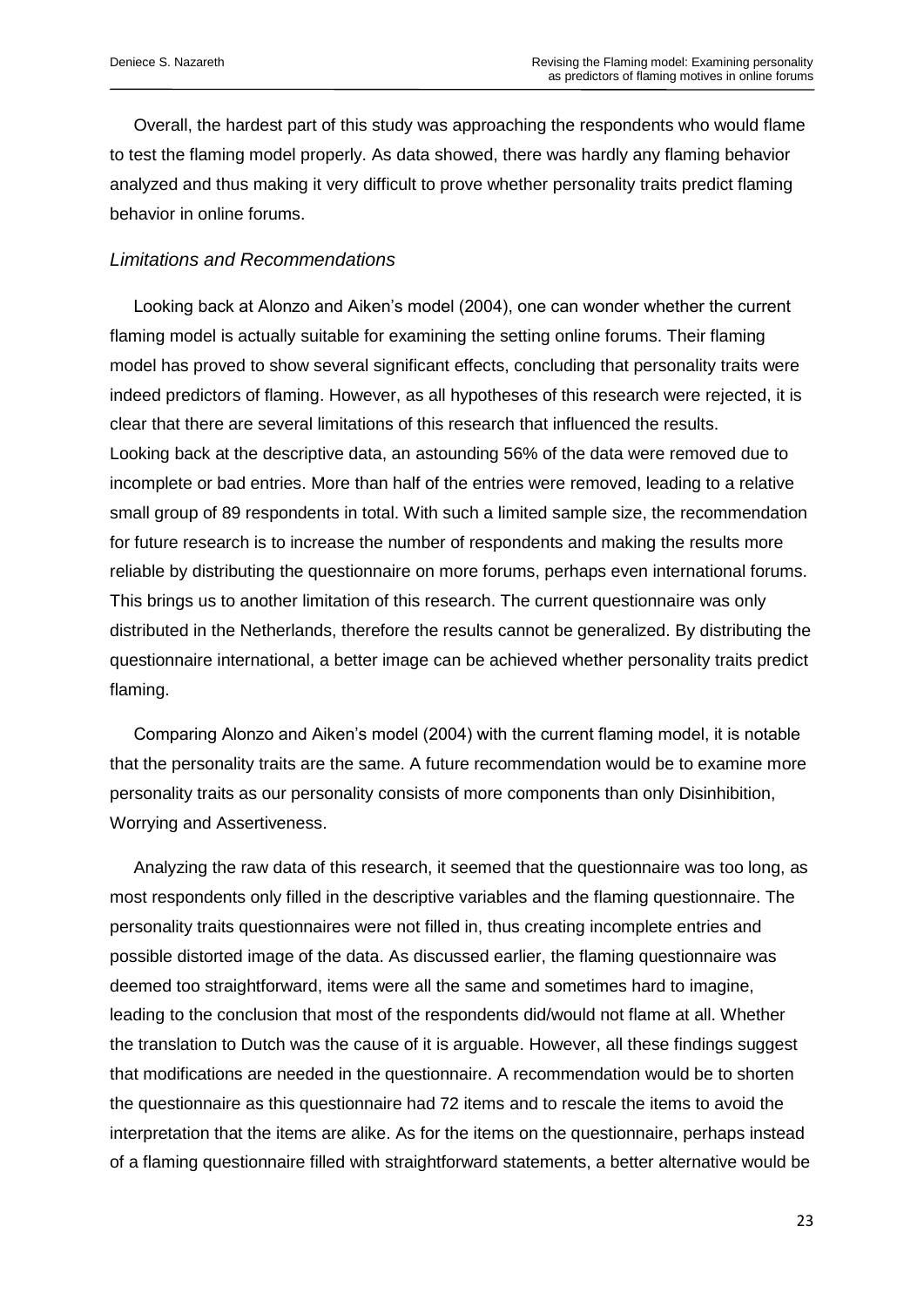Overall, the hardest part of this study was approaching the respondents who would flame to test the flaming model properly. As data showed, there was hardly any flaming behavior analyzed and thus making it very difficult to prove whether personality traits predict flaming behavior in online forums.

### *Limitations and Recommendations*

Looking back at Alonzo and Aiken's model (2004), one can wonder whether the current flaming model is actually suitable for examining the setting online forums. Their flaming model has proved to show several significant effects, concluding that personality traits were indeed predictors of flaming. However, as all hypotheses of this research were rejected, it is clear that there are several limitations of this research that influenced the results. Looking back at the descriptive data, an astounding 56% of the data were removed due to incomplete or bad entries. More than half of the entries were removed, leading to a relative small group of 89 respondents in total. With such a limited sample size, the recommendation for future research is to increase the number of respondents and making the results more reliable by distributing the questionnaire on more forums, perhaps even international forums. This brings us to another limitation of this research. The current questionnaire was only distributed in the Netherlands, therefore the results cannot be generalized. By distributing the questionnaire international, a better image can be achieved whether personality traits predict flaming.

Comparing Alonzo and Aiken's model (2004) with the current flaming model, it is notable that the personality traits are the same. A future recommendation would be to examine more personality traits as our personality consists of more components than only Disinhibition, Worrying and Assertiveness.

Analyzing the raw data of this research, it seemed that the questionnaire was too long, as most respondents only filled in the descriptive variables and the flaming questionnaire. The personality traits questionnaires were not filled in, thus creating incomplete entries and possible distorted image of the data. As discussed earlier, the flaming questionnaire was deemed too straightforward, items were all the same and sometimes hard to imagine, leading to the conclusion that most of the respondents did/would not flame at all. Whether the translation to Dutch was the cause of it is arguable. However, all these findings suggest that modifications are needed in the questionnaire. A recommendation would be to shorten the questionnaire as this questionnaire had 72 items and to rescale the items to avoid the interpretation that the items are alike. As for the items on the questionnaire, perhaps instead of a flaming questionnaire filled with straightforward statements, a better alternative would be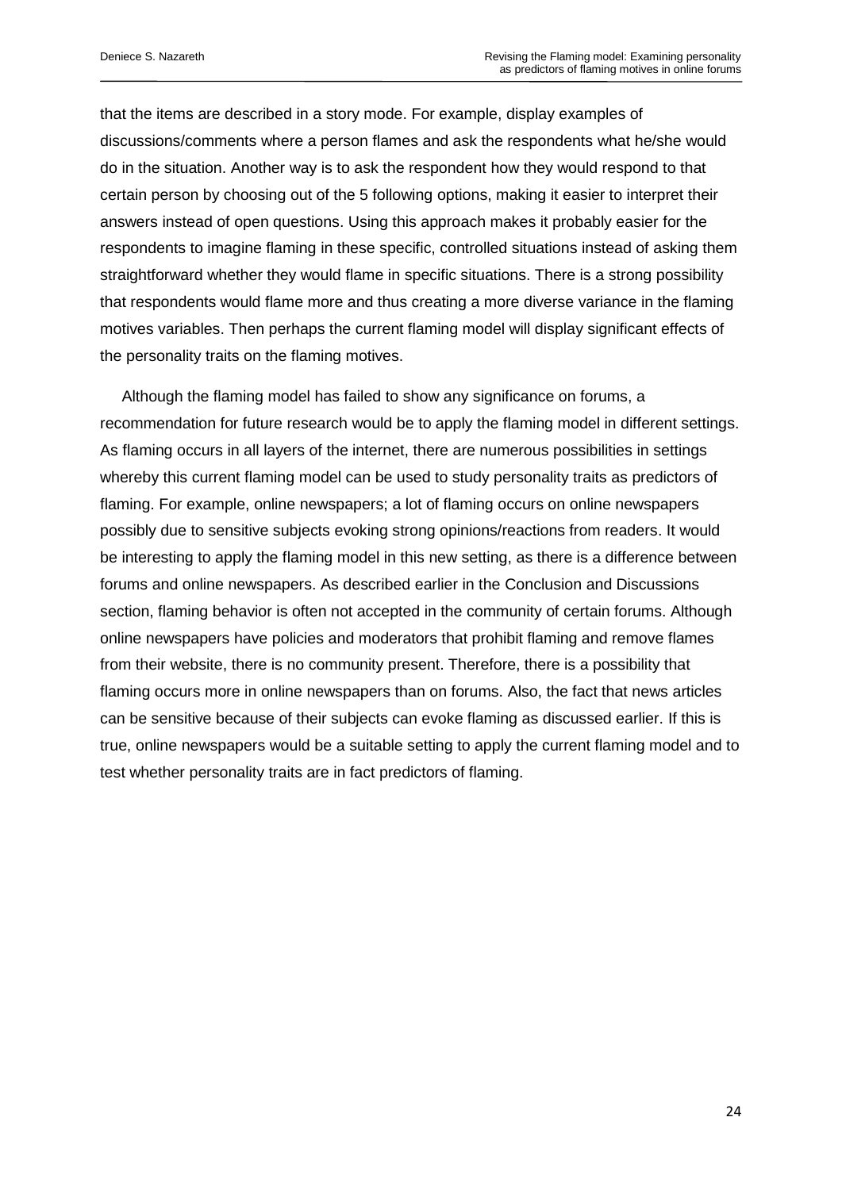that the items are described in a story mode. For example, display examples of discussions/comments where a person flames and ask the respondents what he/she would do in the situation. Another way is to ask the respondent how they would respond to that certain person by choosing out of the 5 following options, making it easier to interpret their answers instead of open questions. Using this approach makes it probably easier for the respondents to imagine flaming in these specific, controlled situations instead of asking them straightforward whether they would flame in specific situations. There is a strong possibility that respondents would flame more and thus creating a more diverse variance in the flaming motives variables. Then perhaps the current flaming model will display significant effects of the personality traits on the flaming motives.

Although the flaming model has failed to show any significance on forums, a recommendation for future research would be to apply the flaming model in different settings. As flaming occurs in all layers of the internet, there are numerous possibilities in settings whereby this current flaming model can be used to study personality traits as predictors of flaming. For example, online newspapers; a lot of flaming occurs on online newspapers possibly due to sensitive subjects evoking strong opinions/reactions from readers. It would be interesting to apply the flaming model in this new setting, as there is a difference between forums and online newspapers. As described earlier in the Conclusion and Discussions section, flaming behavior is often not accepted in the community of certain forums. Although online newspapers have policies and moderators that prohibit flaming and remove flames from their website, there is no community present. Therefore, there is a possibility that flaming occurs more in online newspapers than on forums. Also, the fact that news articles can be sensitive because of their subjects can evoke flaming as discussed earlier. If this is true, online newspapers would be a suitable setting to apply the current flaming model and to test whether personality traits are in fact predictors of flaming.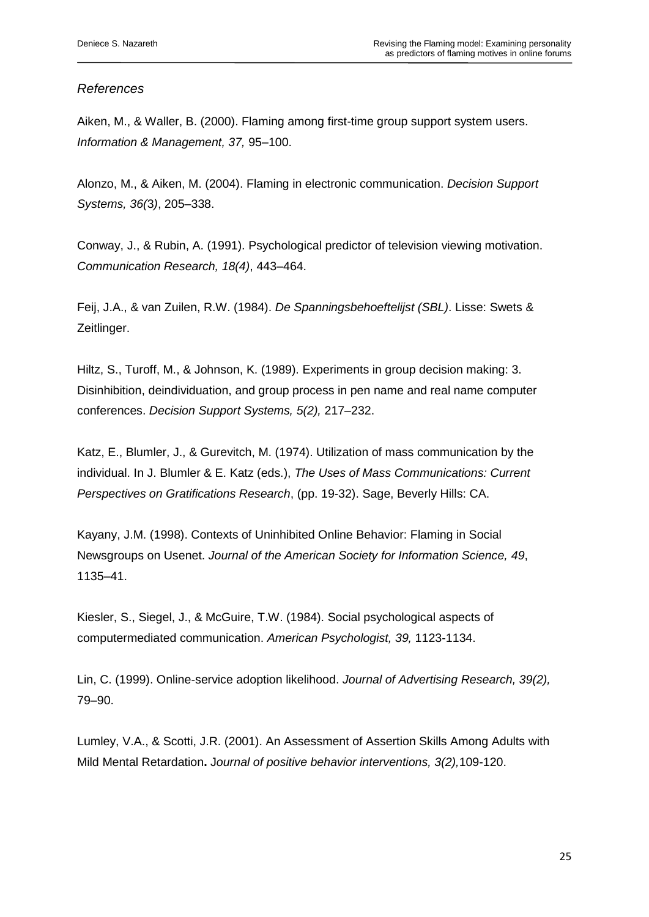*References*

Aiken, M., & Waller, B. (2000). Flaming among first-time group support system users. *Information & Management, 37,* 95–100.

Alonzo, M., & Aiken, M. (2004). Flaming in electronic communication. *Decision Support Systems, 36(3)*, 205–338.

Conway, J., & Rubin, A. (1991). Psychological predictor of television viewing motivation. *Communication Research, 18(4)*, 443–464.

Feij, J.A., & van Zuilen, R.W. (1984). *De Spanningsbehoeftelijst (SBL)*. Lisse: Swets & Zeitlinger.

Hiltz, S., Turoff, M., & Johnson, K. (1989). Experiments in group decision making: 3. Disinhibition, deindividuation, and group process in pen name and real name computer conferences. *Decision Support Systems, 5(2),* 217–232.

Katz, E., Blumler, J., & Gurevitch, M. (1974). Utilization of mass communication by the individual. In J. Blumler & E. Katz (eds.), *The Uses of Mass Communications: Current Perspectives on Gratifications Research*, (pp. 19-32). Sage, Beverly Hills: CA.

Kayany, J.M. (1998). Contexts of Uninhibited Online Behavior: Flaming in Social Newsgroups on Usenet. *Journal of the American Society for Information Science, 49*, 1135–41.

Kiesler, S., Siegel, J., & McGuire, T.W. (1984). Social psychological aspects of computermediated communication. *American Psychologist, 39,* 1123-1134.

Lin, C. (1999). Online-service adoption likelihood. *Journal of Advertising Research, 39(2),* 79–90.

Lumley, V.A., & Scotti, J.R. (2001). An Assessment of Assertion Skills Among Adults with Mild Mental Retardation**.** J*ournal of positive behavior interventions, 3(2),*109-120.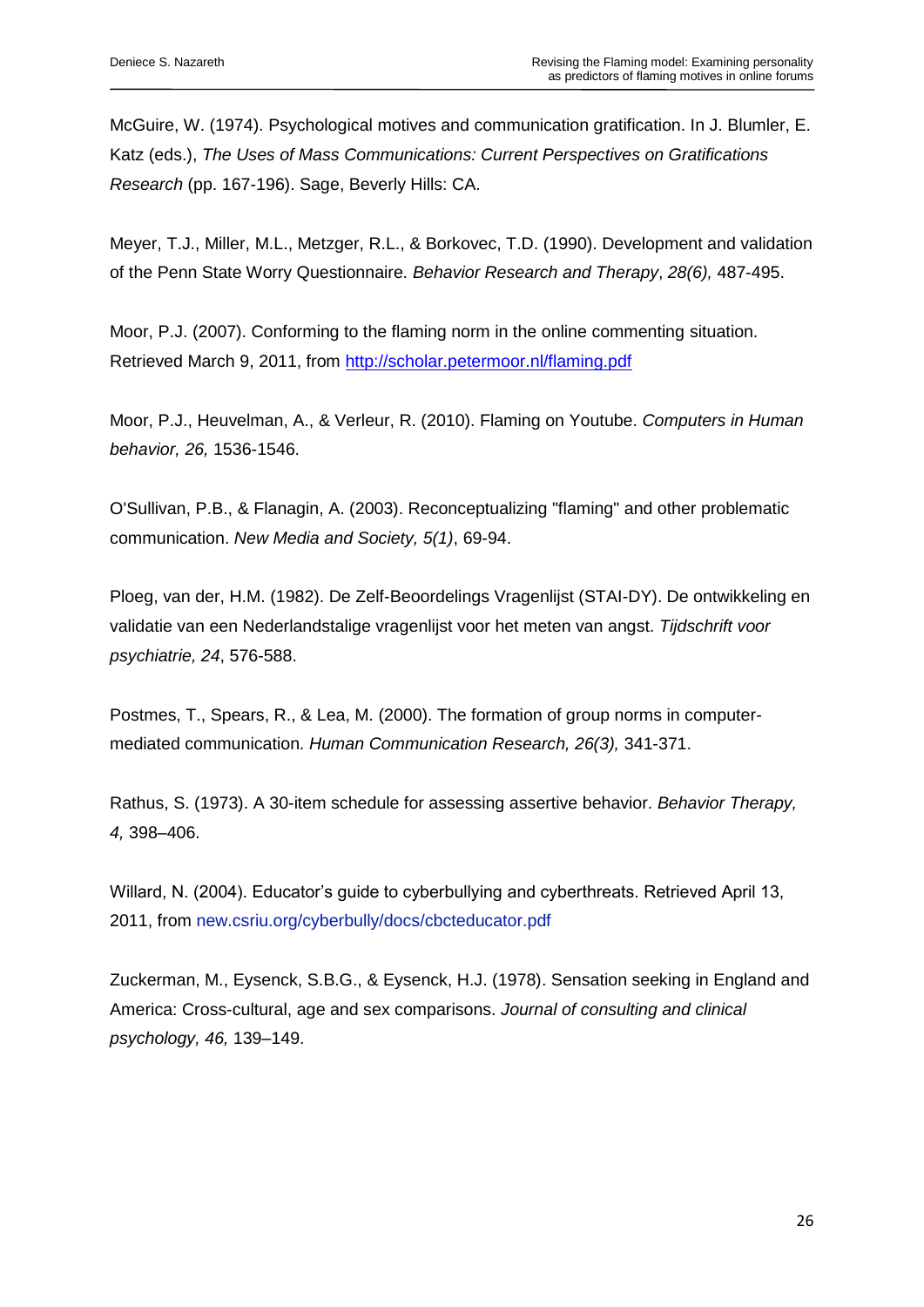McGuire, W. (1974). Psychological motives and communication gratification. In J. Blumler, E. Katz (eds.), *The Uses of Mass Communications: Current Perspectives on Gratifications Research* (pp. 167-196). Sage, Beverly Hills: CA.

Meyer, T.J., Miller, M.L., Metzger, R.L., & Borkovec, T.D. (1990). Development and validation of the Penn State Worry Questionnaire. *Behavior Research and Therapy*, *28(6),* 487-495.

Moor, P.J. (2007). Conforming to the flaming norm in the online commenting situation. Retrieved March 9, 2011, from http://scholar.petermoor.nl/flaming.pdf

Moor, P.J., Heuvelman, A., & Verleur, R. (2010). Flaming on Youtube. *Computers in Human behavior, 26,* 1536-1546.

O'Sullivan, P.B., & Flanagin, A. (2003). Reconceptualizing "flaming" and other problematic communication. *New Media and Society, 5(1)*, 69-94.

Ploeg, van der, H.M. (1982). De Zelf-Beoordelings Vragenlijst (STAI-DY). De ontwikkeling en validatie van een Nederlandstalige vragenlijst voor het meten van angst. *Tijdschrift voor psychiatrie, 24*, 576-588.

Postmes, T., Spears, R., & Lea, M. (2000). The formation of group norms in computer-mediated communication. *Human Communication Research, 26(3),* 341-371.

Rathus, S. (1973). A 30-item schedule for assessing assertive behavior. *Behavior Therapy, 4,* 398–406.

Willard, N. (2004). Educator's guide to cyberbullying and cyberthreats. Retrieved April 13, 2011, from new.csriu.org/cyberbully/docs/cbcteducator.pdf

Zuckerman, M., Eysenck, S.B.G., & Eysenck, H.J. (1978). Sensation seeking in England and America: Cross-cultural, age and sex comparisons. *Journal of consulting and clinical psychology, 46,* 139–149.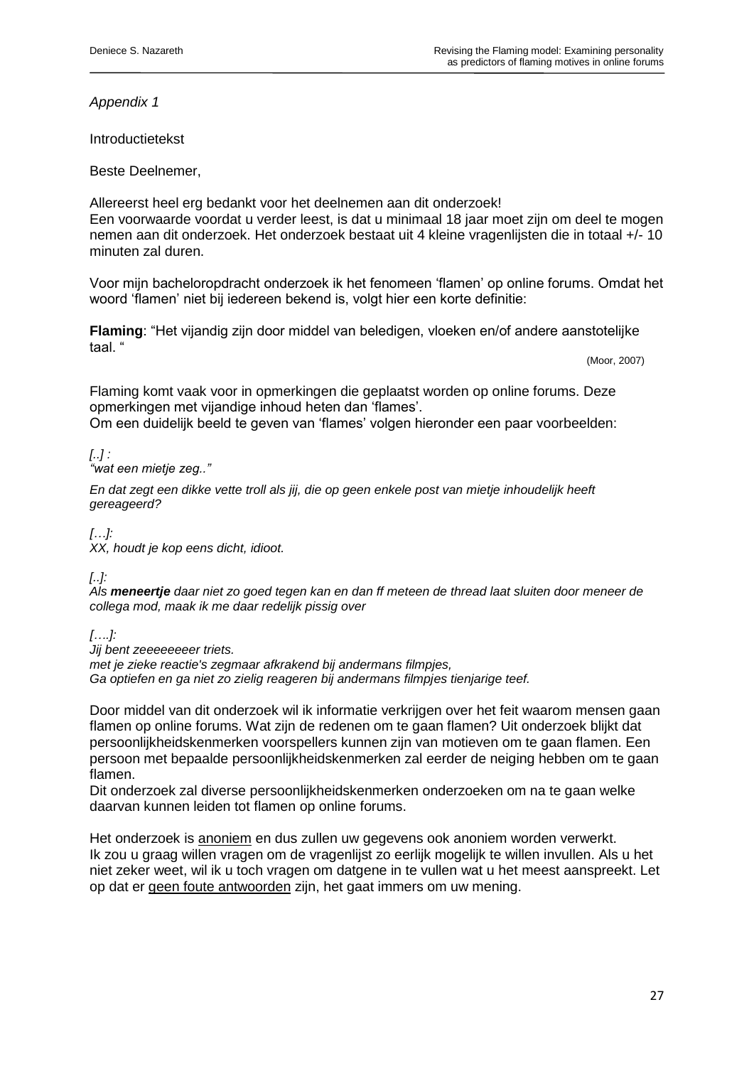*Appendix 1*

Introductietekst

Beste Deelnemer,

Allereerst heel erg bedankt voor het deelnemen aan dit onderzoek!
Een voorwaarde voordat u verder leest, is dat u minimaal 18 jaar moet zijn om deel te mogen nemen aan dit onderzoek. Het onderzoek bestaat uit 4 kleine vragenlijsten die in totaal +/- 10 minuten zal duren.

Voor mijn bacheloropdracht onderzoek ik het fenomeen 'flamen' op online forums. Omdat het woord 'flamen' niet bij iedereen bekend is, volgt hier een korte definitie:

**Flaming**: "Het vijandig zijn door middel van beledigen, vloeken en/of andere aanstotelijke taal. "

(Moor, 2007)

Flaming komt vaak voor in opmerkingen die geplaatst worden op online forums. Deze opmerkingen met vijandige inhoud heten dan 'flames'.
Om een duidelijk beeld te geven van 'flames' volgen hieronder een paar voorbeelden:

*[..] :*
*"wat een mietje zeg.."*

*En dat zegt een dikke vette troll als jij, die op geen enkele post van mietje inhoudelijk heeft gereageerd?*

*[…]:*
*XX, houdt je kop eens dicht, idioot.*

*[..]:*
*Als **meneertje** daar niet zo goed tegen kan en dan ff meteen de thread laat sluiten door meneer de collega mod, maak ik me daar redelijk pissig over*

*[….]:*
*Jij bent zeeeeeeeer triets.*
*met je zieke reactie's zegmaar afkrakend bij andermans filmpjes,*
*Ga optiefen en ga niet zo zielig reageren bij andermans filmpjes tienjarige teef.*

Door middel van dit onderzoek wil ik informatie verkrijgen over het feit waarom mensen gaan flamen op online forums. Wat zijn de redenen om te gaan flamen? Uit onderzoek blijkt dat persoonlijkheidskenmerken voorspellers kunnen zijn van motieven om te gaan flamen. Een persoon met bepaalde persoonlijkheidskenmerken zal eerder de neiging hebben om te gaan flamen.
Dit onderzoek zal diverse persoonlijkheidskenmerken onderzoeken om na te gaan welke daarvan kunnen leiden tot flamen op online forums.

Het onderzoek is <u>anoniem</u> en dus zullen uw gegevens ook anoniem worden verwerkt.
Ik zou u graag willen vragen om de vragenlijst zo eerlijk mogelijk te willen invullen. Als u het niet zeker weet, wil ik u toch vragen om datgene in te vullen wat u het meest aanspreekt. Let op dat er <u>geen foute antwoorden</u> zijn, het gaat immers om uw mening.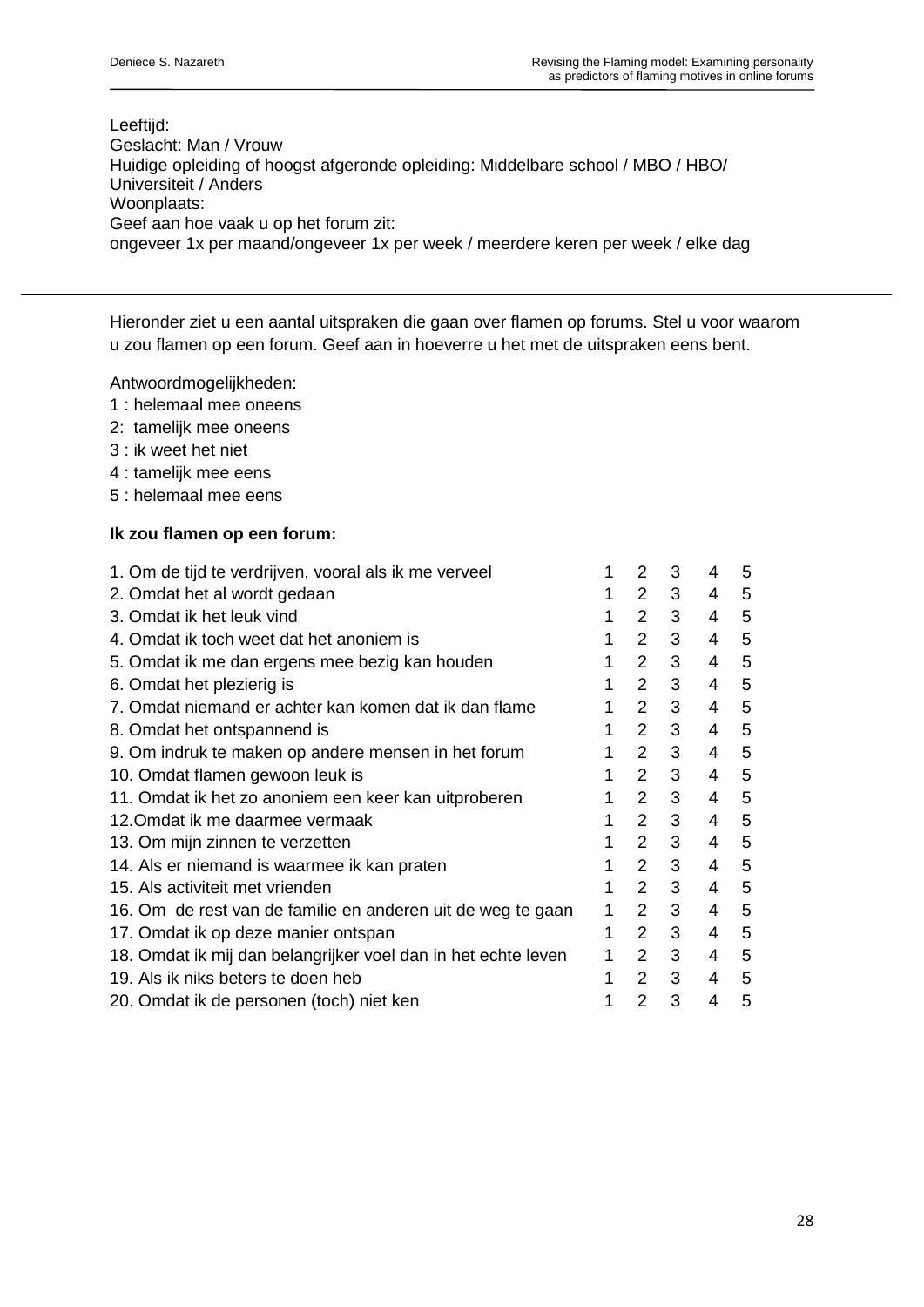Leeftijd:
Geslacht: Man / Vrouw
Huidige opleiding of hoogst afgeronde opleiding: Middelbare school / MBO / HBO/ Universiteit / Anders
Woonplaats:
Geef aan hoe vaak u op het forum zit:
ongeveer 1x per maand/ongeveer 1x per week / meerdere keren per week / elke dag

---

Hieronder ziet u een aantal uitspraken die gaan over flamen op forums. Stel u voor waarom u zou flamen op een forum. Geef aan in hoeverre u het met de uitspraken eens bent.

Antwoordmogelijkheden:
1 : helemaal mee oneens
2: tamelijk mee oneens
3 : ik weet het niet
4 : tamelijk mee eens
5 : helemaal mee eens

**Ik zou flamen op een forum:**

| | | | | | |
|---|---|---|---|---|---|
| 1. Om de tijd te verdrijven, vooral als ik me verveel | 1 | 2 | 3 | 4 | 5 |
| 2. Omdat het al wordt gedaan | 1 | 2 | 3 | 4 | 5 |
| 3. Omdat ik het leuk vind | 1 | 2 | 3 | 4 | 5 |
| 4. Omdat ik toch weet dat het anoniem is | 1 | 2 | 3 | 4 | 5 |
| 5. Omdat ik me dan ergens mee bezig kan houden | 1 | 2 | 3 | 4 | 5 |
| 6. Omdat het plezierig is | 1 | 2 | 3 | 4 | 5 |
| 7. Omdat niemand er achter kan komen dat ik dan flame | 1 | 2 | 3 | 4 | 5 |
| 8. Omdat het ontspannend is | 1 | 2 | 3 | 4 | 5 |
| 9. Om indruk te maken op andere mensen in het forum | 1 | 2 | 3 | 4 | 5 |
| 10. Omdat flamen gewoon leuk is | 1 | 2 | 3 | 4 | 5 |
| 11. Omdat ik het zo anoniem een keer kan uitproberen | 1 | 2 | 3 | 4 | 5 |
| 12.Omdat ik me daarmee vermaak | 1 | 2 | 3 | 4 | 5 |
| 13. Om mijn zinnen te verzetten | 1 | 2 | 3 | 4 | 5 |
| 14. Als er niemand is waarmee ik kan praten | 1 | 2 | 3 | 4 | 5 |
| 15. Als activiteit met vrienden | 1 | 2 | 3 | 4 | 5 |
| 16. Om de rest van de familie en anderen uit de weg te gaan | 1 | 2 | 3 | 4 | 5 |
| 17. Omdat ik op deze manier ontspan | 1 | 2 | 3 | 4 | 5 |
| 18. Omdat ik mij dan belangrijker voel dan in het echte leven | 1 | 2 | 3 | 4 | 5 |
| 19. Als ik niks beters te doen heb | 1 | 2 | 3 | 4 | 5 |
| 20. Omdat ik de personen (toch) niet ken | 1 | 2 | 3 | 4 | 5 |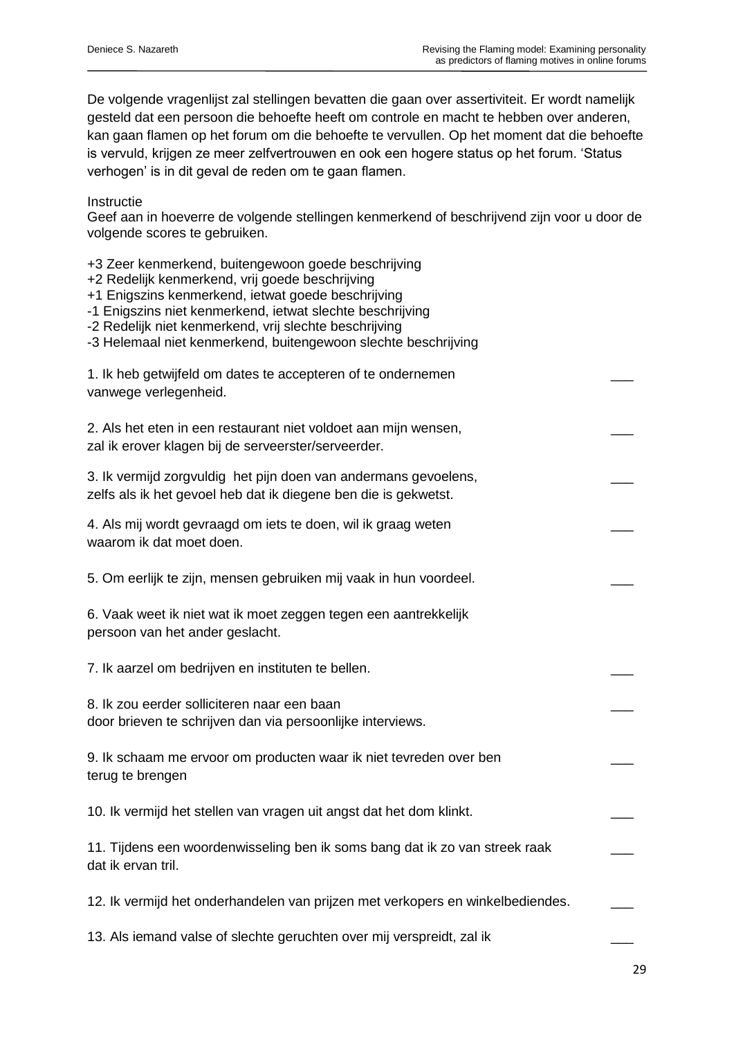De volgende vragenlijst zal stellingen bevatten die gaan over assertiviteit. Er wordt namelijk gesteld dat een persoon die behoefte heeft om controle en macht te hebben over anderen, kan gaan flamen op het forum om die behoefte te vervullen. Op het moment dat die behoefte is vervuld, krijgen ze meer zelfvertrouwen en ook een hogere status op het forum. 'Status verhogen' is in dit geval de reden om te gaan flamen.

Instructie
Geef aan in hoeverre de volgende stellingen kenmerkend of beschrijvend zijn voor u door de volgende scores te gebruiken.

+3 Zeer kenmerkend, buitengewoon goede beschrijving
+2 Redelijk kenmerkend, vrij goede beschrijving
+1 Enigszins kenmerkend, ietwat goede beschrijving
-1 Enigszins niet kenmerkend, ietwat slechte beschrijving
-2 Redelijk niet kenmerkend, vrij slechte beschrijving
-3 Helemaal niet kenmerkend, buitengewoon slechte beschrijving

1. Ik heb getwijfeld om dates te accepteren of te ondernemen vanwege verlegenheid. ___

2. Als het eten in een restaurant niet voldoet aan mijn wensen, zal ik erover klagen bij de serveerster/serveerder. ___

3. Ik vermijd zorgvuldig het pijn doen van andermans gevoelens, zelfs als ik het gevoel heb dat ik diegene ben die is gekwetst. ___

4. Als mij wordt gevraagd om iets te doen, wil ik graag weten waarom ik dat moet doen. ___

5. Om eerlijk te zijn, mensen gebruiken mij vaak in hun voordeel. ___

6. Vaak weet ik niet wat ik moet zeggen tegen een aantrekkelijk persoon van het ander geslacht.

7. Ik aarzel om bedrijven en instituten te bellen. ___

8. Ik zou eerder solliciteren naar een baan door brieven te schrijven dan via persoonlijke interviews. ___

9. Ik schaam me ervoor om producten waar ik niet tevreden over ben terug te brengen ___

10. Ik vermijd het stellen van vragen uit angst dat het dom klinkt. ___

11. Tijdens een woordenwisseling ben ik soms bang dat ik zo van streek raak dat ik ervan tril. ___

12. Ik vermijd het onderhandelen van prijzen met verkopers en winkelbediendes. ___

13. Als iemand valse of slechte geruchten over mij verspreidt, zal ik ___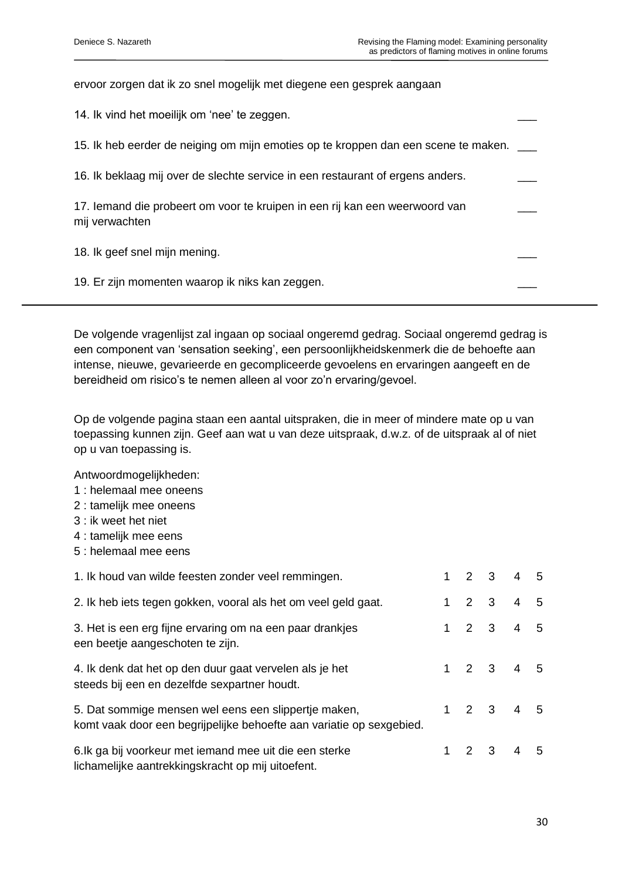ervoor zorgen dat ik zo snel mogelijk met diegene een gesprek aangaan

14. Ik vind het moeilijk om ‘nee’ te zeggen. ___

15. Ik heb eerder de neiging om mijn emoties op te kroppen dan een scene te maken. ___

16. Ik beklaag mij over de slechte service in een restaurant of ergens anders. ___

17. Iemand die probeert om voor te kruipen in een rij kan een weerwoord van mij verwachten ___

18. Ik geef snel mijn mening. ___

19. Er zijn momenten waarop ik niks kan zeggen. ___

---

De volgende vragenlijst zal ingaan op sociaal ongeremd gedrag. Sociaal ongeremd gedrag is een component van ‘sensation seeking’, een persoonlijkheidskenmerk die de behoefte aan intense, nieuwe, gevarieerde en gecompliceerde gevoelens en ervaringen aangeeft en de bereidheid om risico’s te nemen alleen al voor zo’n ervaring/gevoel.

Op de volgende pagina staan een aantal uitspraken, die in meer of mindere mate op u van toepassing kunnen zijn. Geef aan wat u van deze uitspraak, d.w.z. of de uitspraak al of niet op u van toepassing is.

Antwoordmogelijkheden:
1 : helemaal mee oneens
2 : tamelijk mee oneens
3 : ik weet het niet
4 : tamelijk mee eens
5 : helemaal mee eens

1. Ik houd van wilde feesten zonder veel remmingen. 1 2 3 4 5

2. Ik heb iets tegen gokken, vooral als het om veel geld gaat. 1 2 3 4 5

3. Het is een erg fijne ervaring om na een paar drankjes een beetje aangeschoten te zijn. 1 2 3 4 5

4. Ik denk dat het op den duur gaat vervelen als je het steeds bij een en dezelfde sexpartner houdt. 1 2 3 4 5

5. Dat sommige mensen wel eens een slippertje maken, komt vaak door een begrijpelijke behoefte aan variatie op sexgebied. 1 2 3 4 5

6.Ik ga bij voorkeur met iemand mee uit die een sterke lichamelijke aantrekkingskracht op mij uitoefent. 1 2 3 4 5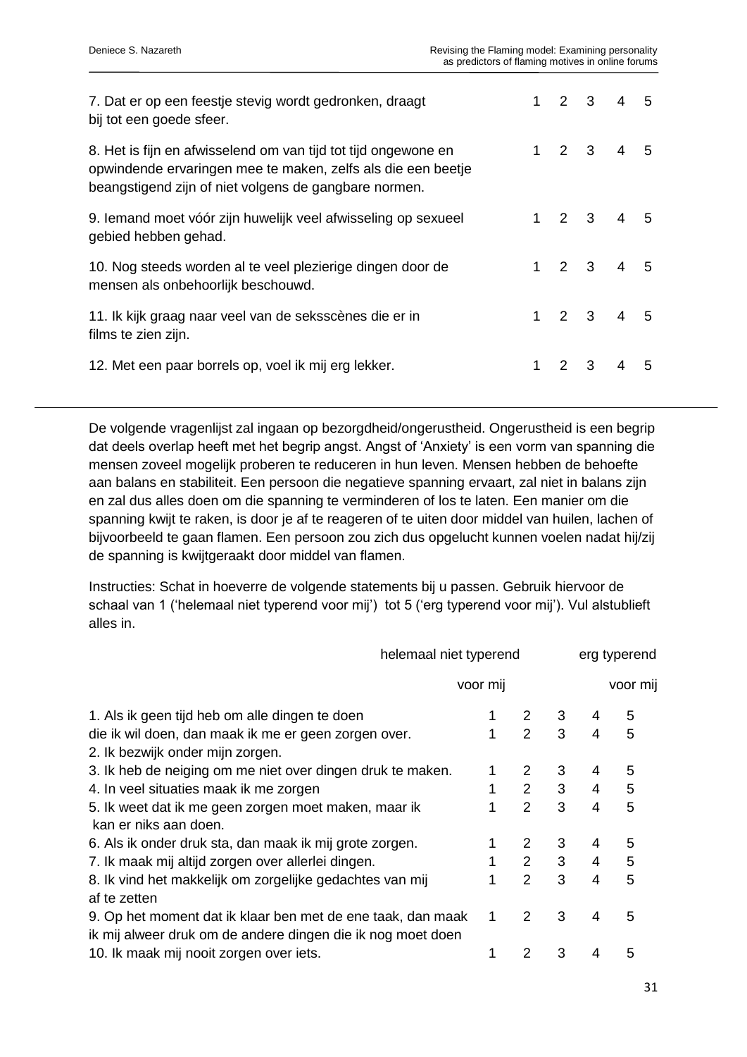| | | | | | |
|---|---|---|---|---|---|
| 7. Dat er op een feestje stevig wordt gedronken, draagt bij tot een goede sfeer. | 1 | 2 | 3 | 4 | 5 |
| 8. Het is fijn en afwisselend om van tijd tot tijd ongewone en opwindende ervaringen mee te maken, zelfs als die een beetje beangstigend zijn of niet volgens de gangbare normen. | 1 | 2 | 3 | 4 | 5 |
| 9. Iemand moet vóór zijn huwelijk veel afwisseling op sexueel gebied hebben gehad. | 1 | 2 | 3 | 4 | 5 |
| 10. Nog steeds worden al te veel plezierige dingen door de mensen als onbehoorlijk beschouwd. | 1 | 2 | 3 | 4 | 5 |
| 11. Ik kijk graag naar veel van de seksscènes die er in films te zien zijn. | 1 | 2 | 3 | 4 | 5 |
| 12. Met een paar borrels op, voel ik mij erg lekker. | 1 | 2 | 3 | 4 | 5 |

De volgende vragenlijst zal ingaan op bezorgdheid/ongerustheid. Ongerustheid is een begrip dat deels overlap heeft met het begrip angst. Angst of 'Anxiety' is een vorm van spanning die mensen zoveel mogelijk proberen te reduceren in hun leven. Mensen hebben de behoefte aan balans en stabiliteit. Een persoon die negatieve spanning ervaart, zal niet in balans zijn en zal dus alles doen om die spanning te verminderen of los te laten. Een manier om die spanning kwijt te raken, is door je af te reageren of te uiten door middel van huilen, lachen of bijvoorbeeld te gaan flamen. Een persoon zou zich dus opgelucht kunnen voelen nadat hij/zij de spanning is kwijtgeraakt door middel van flamen.

Instructies: Schat in hoeverre de volgende statements bij u passen. Gebruik hiervoor de schaal van 1 ('helemaal niet typerend voor mij') tot 5 ('erg typerend voor mij'). Vul alstublieft alles in.

| | helemaal niet typerend voor mij | | | | erg typerend voor mij |
|---|---|---|---|---|---|
| 1. Als ik geen tijd heb om alle dingen te doen die ik wil doen, dan maak ik me er geen zorgen over. | 1 | 2 | 3 | 4 | 5 |
| 2. Ik bezwijk onder mijn zorgen. | 1 | 2 | 3 | 4 | 5 |
| 3. Ik heb de neiging om me niet over dingen druk te maken. | 1 | 2 | 3 | 4 | 5 |
| 4. In veel situaties maak ik me zorgen | 1 | 2 | 3 | 4 | 5 |
| 5. Ik weet dat ik me geen zorgen moet maken, maar ik kan er niks aan doen. | 1 | 2 | 3 | 4 | 5 |
| 6. Als ik onder druk sta, dan maak ik mij grote zorgen. | 1 | 2 | 3 | 4 | 5 |
| 7. Ik maak mij altijd zorgen over allerlei dingen. | 1 | 2 | 3 | 4 | 5 |
| 8. Ik vind het makkelijk om zorgelijke gedachtes van mij af te zetten | 1 | 2 | 3 | 4 | 5 |
| 9. Op het moment dat ik klaar ben met de ene taak, dan maak ik mij alweer druk om de andere dingen die ik nog moet doen | 1 | 2 | 3 | 4 | 5 |
| 10. Ik maak mij nooit zorgen over iets. | 1 | 2 | 3 | 4 | 5 |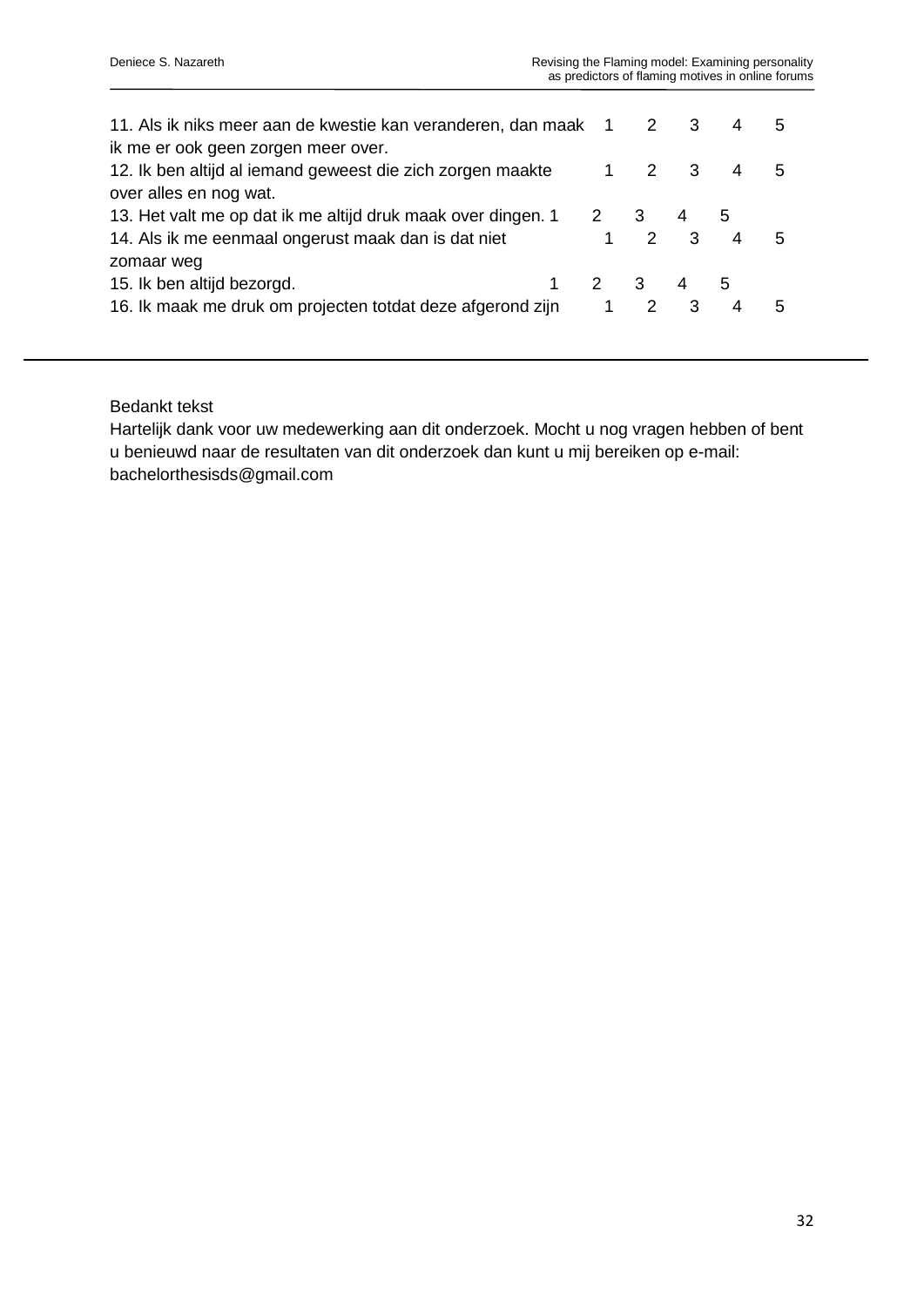| | | | | | |
|---|---|---|---|---|---|
| 11. Als ik niks meer aan de kwestie kan veranderen, dan maak ik me er ook geen zorgen meer over. | 1 | 2 | 3 | 4 | 5 |
| 12. Ik ben altijd al iemand geweest die zich zorgen maakte over alles en nog wat. | 1 | 2 | 3 | 4 | 5 |
| 13. Het valt me op dat ik me altijd druk maak over dingen. | 1 | 2 | 3 | 4 | 5 |
| 14. Als ik me eenmaal ongerust maak dan is dat niet zomaar weg | 1 | 2 | 3 | 4 | 5 |
| 15. Ik ben altijd bezorgd. | 1 | 2 | 3 | 4 | 5 |
| 16. Ik maak me druk om projecten totdat deze afgerond zijn | 1 | 2 | 3 | 4 | 5 |

---

Bedankt tekst

Hartelijk dank voor uw medewerking aan dit onderzoek. Mocht u nog vragen hebben of bent u benieuwd naar de resultaten van dit onderzoek dan kunt u mij bereiken op e-mail: bachelorthesisds@gmail.com